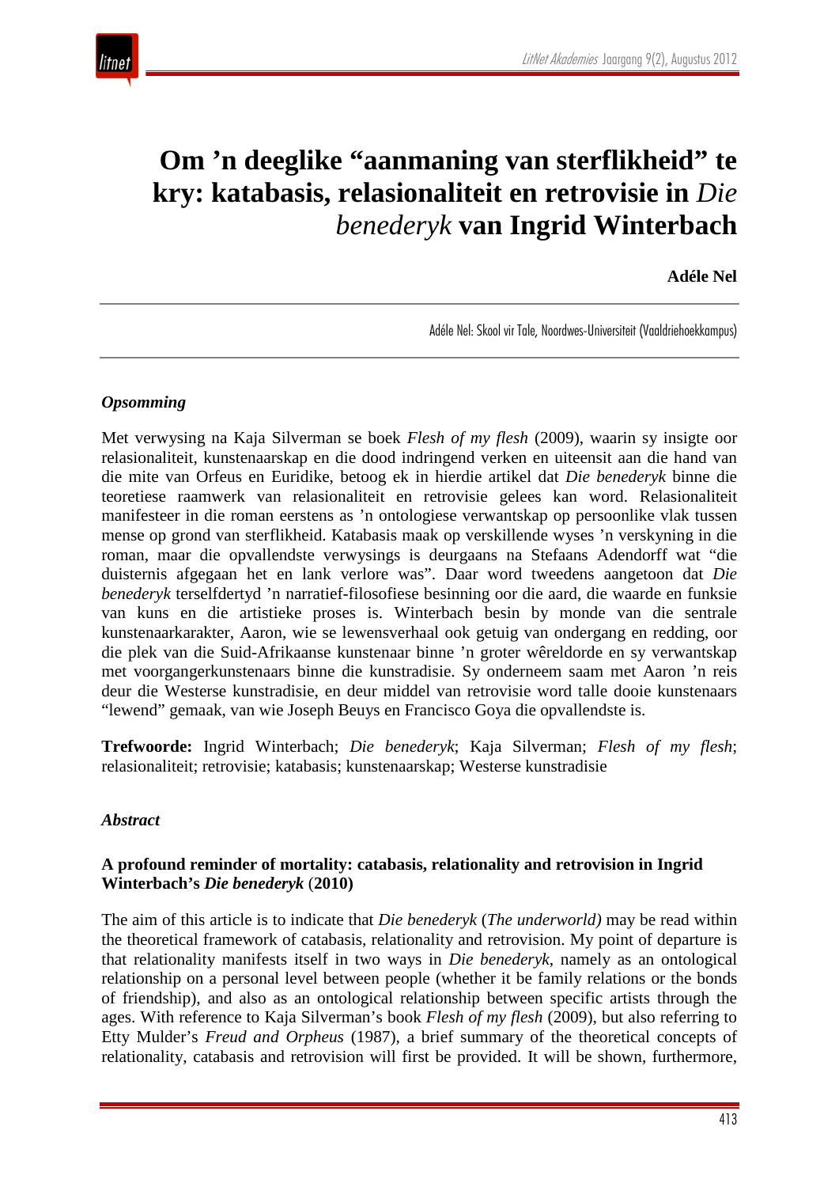# Om ’n deeglike “aanmaning van sterflikheid” te kry: katabasis, relasionaliteit en retrovisie in *Die benederyk* van Ingrid Winterbach

**Adéle Nel**

Adéle Nel: Skool vir Tale, Noordwes-Universiteit (Vaaldriehoekkampus)

***Opsomming***

Met verwysing na Kaja Silverman se boek *Flesh of my flesh* (2009), waarin sy insigte oor relasionaliteit, kunstenaarskap en die dood indringend verken en uiteensit aan die hand van die mite van Orfeus en Euridike, betoog ek in hierdie artikel dat *Die benederyk* binne die teoretiese raamwerk van relasionaliteit en retrovisie gelees kan word. Relasionaliteit manifesteer in die roman eerstens as ’n ontologiese verwantskap op persoonlike vlak tussen mense op grond van sterflikheid. Katabasis maak op verskillende wyses ’n verskyning in die roman, maar die opvallendste verwysings is deurgaans na Stefaans Adendorff wat “die duisternis afgegaan het en lank verlore was”. Daar word tweedens aangetoon dat *Die benederyk* terselfdertyd ’n narratief-filosofiese besinning oor die aard, die waarde en funksie van kuns en die artistieke proses is. Winterbach besin by monde van die sentrale kunstenaarkarakter, Aaron, wie se lewensverhaal ook getuig van ondergang en redding, oor die plek van die Suid-Afrikaanse kunstenaar binne ’n groter wêreldorde en sy verwantskap met voorgangerkunstenaars binne die kunstradisie. Sy onderneem saam met Aaron ’n reis deur die Westerse kunstradisie, en deur middel van retrovisie word talle dooie kunstenaars “lewend” gemaak, van wie Joseph Beuys en Francisco Goya die opvallendste is.

**Trefwoorde:** Ingrid Winterbach; *Die benederyk*; Kaja Silverman; *Flesh of my flesh*; relasionaliteit; retrovisie; katabasis; kunstenaarskap; Westerse kunstradisie

***Abstract***

**A profound reminder of mortality: catabasis, relationality and retrovision in Ingrid Winterbach’s *Die benederyk* (2010)**

The aim of this article is to indicate that *Die benederyk* (*The underworld)* may be read within the theoretical framework of catabasis, relationality and retrovision. My point of departure is that relationality manifests itself in two ways in *Die benederyk*, namely as an ontological relationship on a personal level between people (whether it be family relations or the bonds of friendship), and also as an ontological relationship between specific artists through the ages. With reference to Kaja Silverman’s book *Flesh of my flesh* (2009), but also referring to Etty Mulder’s *Freud and Orpheus* (1987), a brief summary of the theoretical concepts of relationality, catabasis and retrovision will first be provided. It will be shown, furthermore,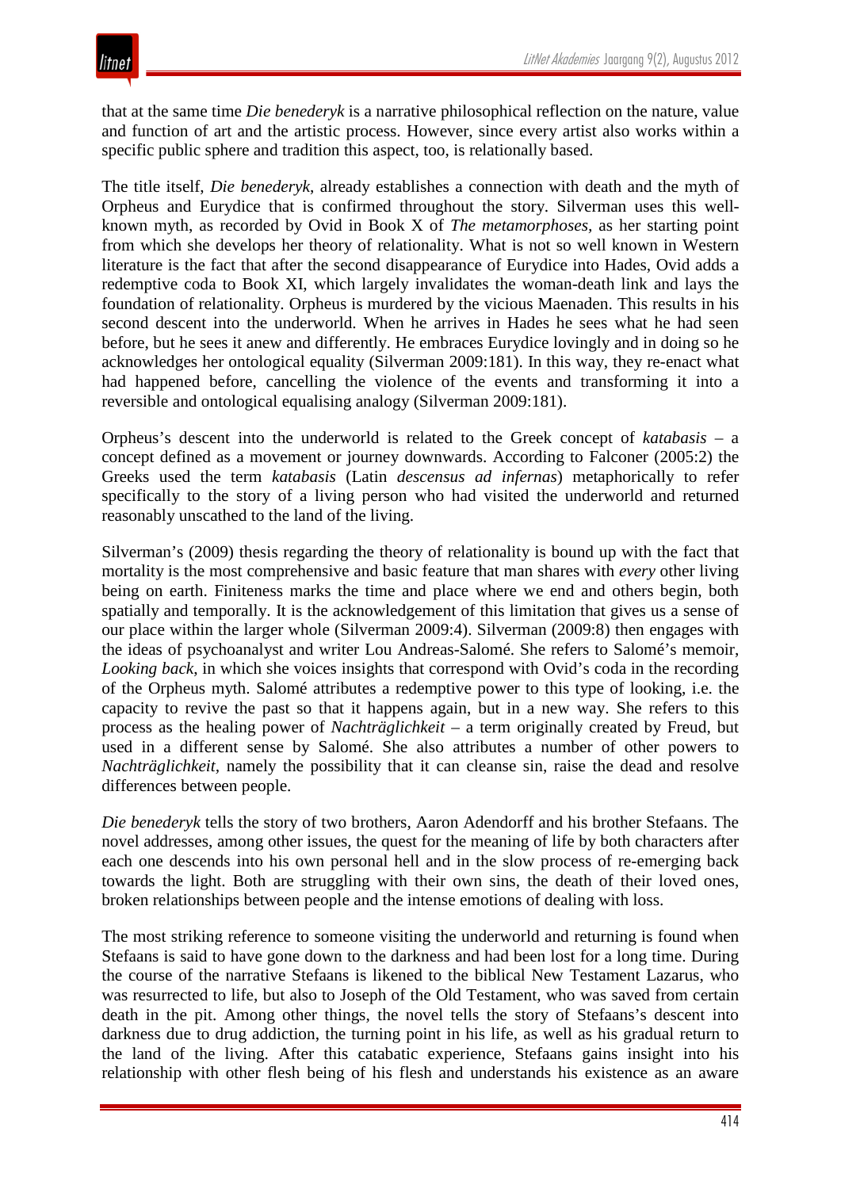that at the same time *Die benederyk* is a narrative philosophical reflection on the nature, value and function of art and the artistic process. However, since every artist also works within a specific public sphere and tradition this aspect, too, is relationally based.

The title itself, *Die benederyk*, already establishes a connection with death and the myth of Orpheus and Eurydice that is confirmed throughout the story. Silverman uses this well-known myth, as recorded by Ovid in Book X of *The metamorphoses*, as her starting point from which she develops her theory of relationality. What is not so well known in Western literature is the fact that after the second disappearance of Eurydice into Hades, Ovid adds a redemptive coda to Book XI, which largely invalidates the woman-death link and lays the foundation of relationality. Orpheus is murdered by the vicious Maenaden. This results in his second descent into the underworld. When he arrives in Hades he sees what he had seen before, but he sees it anew and differently. He embraces Eurydice lovingly and in doing so he acknowledges her ontological equality (Silverman 2009:181). In this way, they re-enact what had happened before, cancelling the violence of the events and transforming it into a reversible and ontological equalising analogy (Silverman 2009:181).

Orpheus's descent into the underworld is related to the Greek concept of *katabasis* – a concept defined as a movement or journey downwards. According to Falconer (2005:2) the Greeks used the term *katabasis* (Latin *descensus ad infernas*) metaphorically to refer specifically to the story of a living person who had visited the underworld and returned reasonably unscathed to the land of the living.

Silverman's (2009) thesis regarding the theory of relationality is bound up with the fact that mortality is the most comprehensive and basic feature that man shares with *every* other living being on earth. Finiteness marks the time and place where we end and others begin, both spatially and temporally. It is the acknowledgement of this limitation that gives us a sense of our place within the larger whole (Silverman 2009:4). Silverman (2009:8) then engages with the ideas of psychoanalyst and writer Lou Andreas-Salomé. She refers to Salomé's memoir, *Looking back*, in which she voices insights that correspond with Ovid's coda in the recording of the Orpheus myth. Salomé attributes a redemptive power to this type of looking, i.e. the capacity to revive the past so that it happens again, but in a new way. She refers to this process as the healing power of *Nachträglichkeit* – a term originally created by Freud, but used in a different sense by Salomé. She also attributes a number of other powers to *Nachträglichkeit*, namely the possibility that it can cleanse sin, raise the dead and resolve differences between people.

*Die benederyk* tells the story of two brothers, Aaron Adendorff and his brother Stefaans. The novel addresses, among other issues, the quest for the meaning of life by both characters after each one descends into his own personal hell and in the slow process of re-emerging back towards the light. Both are struggling with their own sins, the death of their loved ones, broken relationships between people and the intense emotions of dealing with loss.

The most striking reference to someone visiting the underworld and returning is found when Stefaans is said to have gone down to the darkness and had been lost for a long time. During the course of the narrative Stefaans is likened to the biblical New Testament Lazarus, who was resurrected to life, but also to Joseph of the Old Testament, who was saved from certain death in the pit. Among other things, the novel tells the story of Stefaans's descent into darkness due to drug addiction, the turning point in his life, as well as his gradual return to the land of the living. After this catabatic experience, Stefaans gains insight into his relationship with other flesh being of his flesh and understands his existence as an aware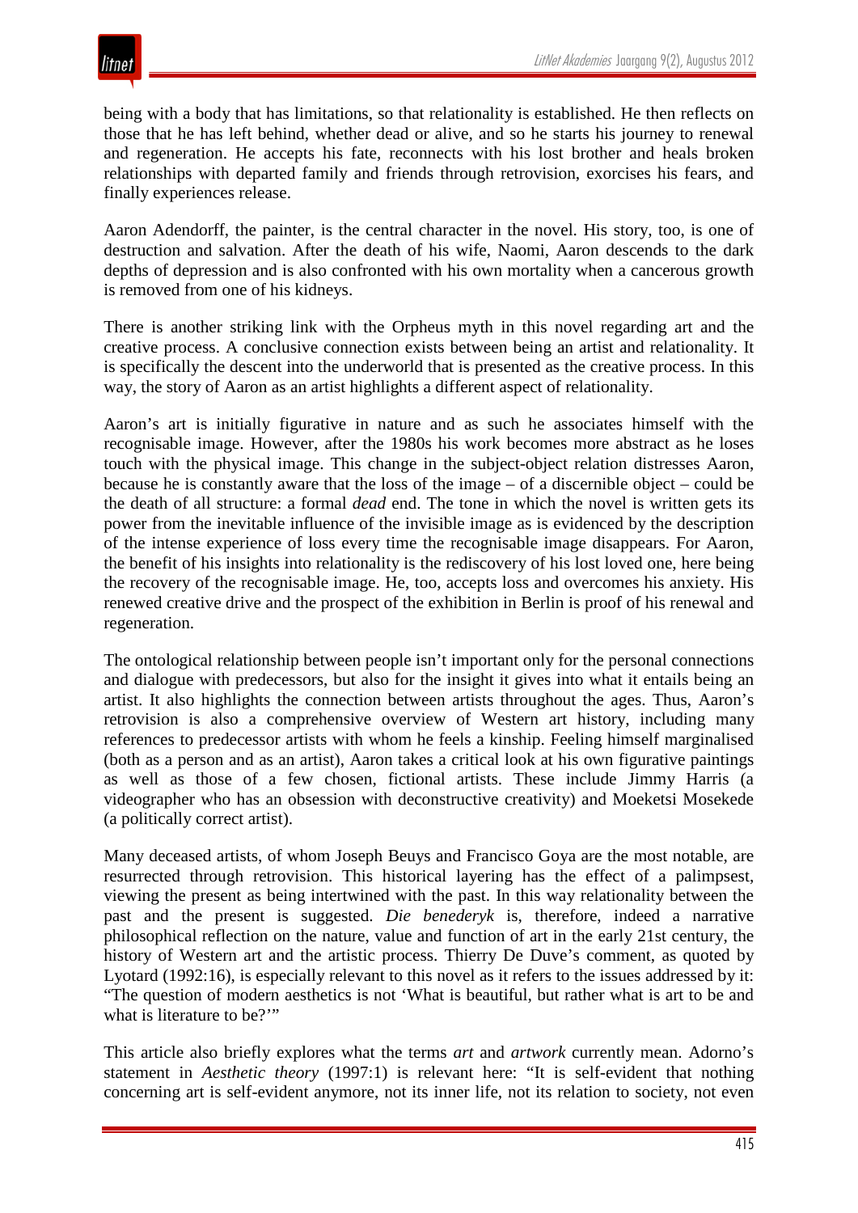being with a body that has limitations, so that relationality is established. He then reflects on those that he has left behind, whether dead or alive, and so he starts his journey to renewal and regeneration. He accepts his fate, reconnects with his lost brother and heals broken relationships with departed family and friends through retrovision, exorcises his fears, and finally experiences release.

Aaron Adendorff, the painter, is the central character in the novel. His story, too, is one of destruction and salvation. After the death of his wife, Naomi, Aaron descends to the dark depths of depression and is also confronted with his own mortality when a cancerous growth is removed from one of his kidneys.

There is another striking link with the Orpheus myth in this novel regarding art and the creative process. A conclusive connection exists between being an artist and relationality. It is specifically the descent into the underworld that is presented as the creative process. In this way, the story of Aaron as an artist highlights a different aspect of relationality.

Aaron's art is initially figurative in nature and as such he associates himself with the recognisable image. However, after the 1980s his work becomes more abstract as he loses touch with the physical image. This change in the subject-object relation distresses Aaron, because he is constantly aware that the loss of the image – of a discernible object – could be the death of all structure: a formal *dead* end. The tone in which the novel is written gets its power from the inevitable influence of the invisible image as is evidenced by the description of the intense experience of loss every time the recognisable image disappears. For Aaron, the benefit of his insights into relationality is the rediscovery of his lost loved one, here being the recovery of the recognisable image. He, too, accepts loss and overcomes his anxiety. His renewed creative drive and the prospect of the exhibition in Berlin is proof of his renewal and regeneration.

The ontological relationship between people isn't important only for the personal connections and dialogue with predecessors, but also for the insight it gives into what it entails being an artist. It also highlights the connection between artists throughout the ages. Thus, Aaron's retrovision is also a comprehensive overview of Western art history, including many references to predecessor artists with whom he feels a kinship. Feeling himself marginalised (both as a person and as an artist), Aaron takes a critical look at his own figurative paintings as well as those of a few chosen, fictional artists. These include Jimmy Harris (a videographer who has an obsession with deconstructive creativity) and Moeketsi Mosekede (a politically correct artist).

Many deceased artists, of whom Joseph Beuys and Francisco Goya are the most notable, are resurrected through retrovision. This historical layering has the effect of a palimpsest, viewing the present as being intertwined with the past. In this way relationality between the past and the present is suggested. *Die benederyk* is, therefore, indeed a narrative philosophical reflection on the nature, value and function of art in the early 21st century, the history of Western art and the artistic process. Thierry De Duve's comment, as quoted by Lyotard (1992:16), is especially relevant to this novel as it refers to the issues addressed by it: "The question of modern aesthetics is not 'What is beautiful, but rather what is art to be and what is literature to be?'"

This article also briefly explores what the terms *art* and *artwork* currently mean. Adorno's statement in *Aesthetic theory* (1997:1) is relevant here: "It is self-evident that nothing concerning art is self-evident anymore, not its inner life, not its relation to society, not even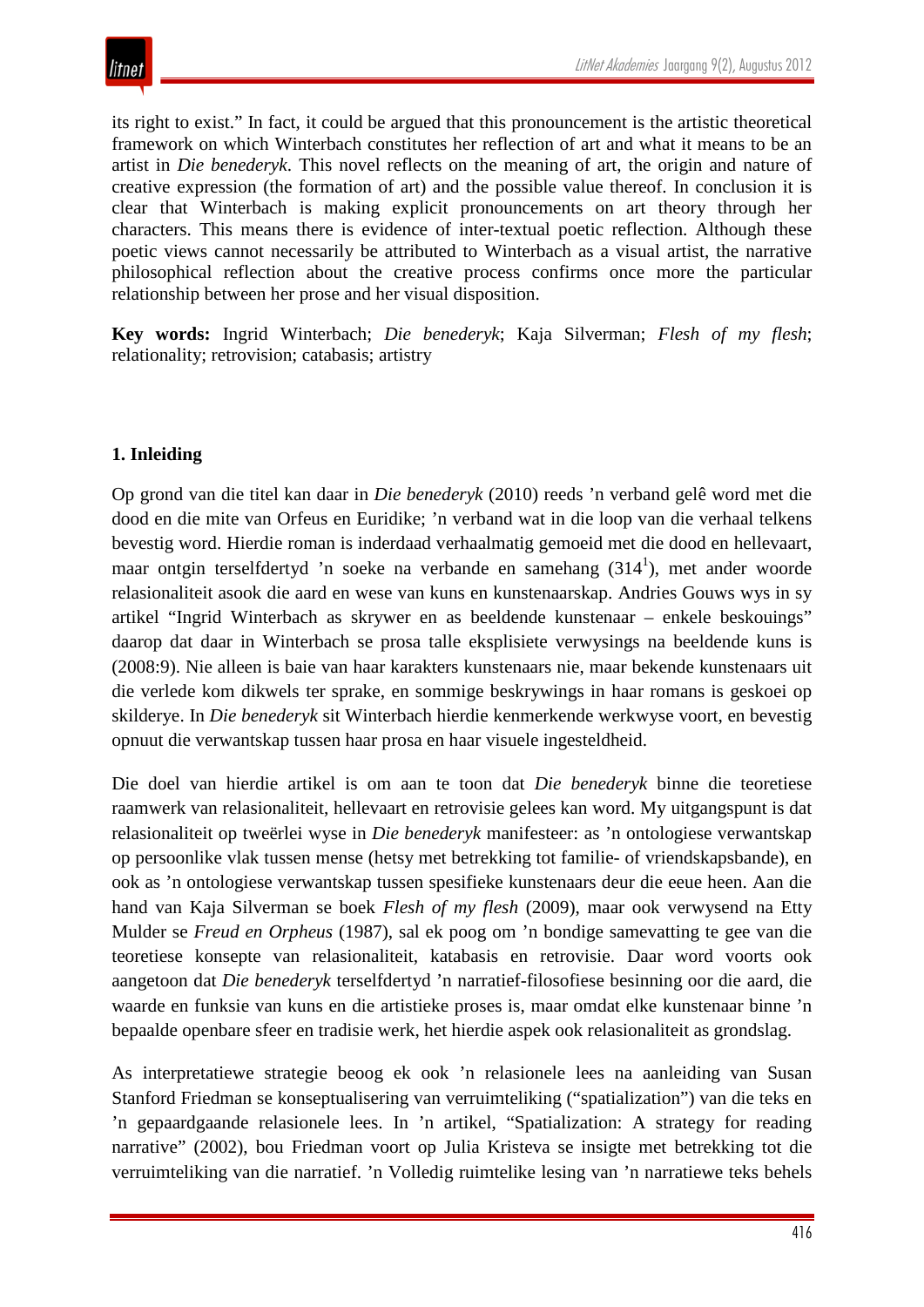its right to exist." In fact, it could be argued that this pronouncement is the artistic theoretical framework on which Winterbach constitutes her reflection of art and what it means to be an artist in *Die benederyk*. This novel reflects on the meaning of art, the origin and nature of creative expression (the formation of art) and the possible value thereof. In conclusion it is clear that Winterbach is making explicit pronouncements on art theory through her characters. This means there is evidence of inter-textual poetic reflection. Although these poetic views cannot necessarily be attributed to Winterbach as a visual artist, the narrative philosophical reflection about the creative process confirms once more the particular relationship between her prose and her visual disposition.

**Key words:** Ingrid Winterbach; *Die benederyk*; Kaja Silverman; *Flesh of my flesh*; relationality; retrovision; catabasis; artistry

## 1. Inleiding

Op grond van die titel kan daar in *Die benederyk* (2010) reeds 'n verband gelê word met die dood en die mite van Orfeus en Euridike; 'n verband wat in die loop van die verhaal telkens bevestig word. Hierdie roman is inderdaad verhaalmatig gemoeid met die dood en hellevaart, maar ontgin terselfdertyd 'n soeke na verbande en samehang (314[1]), met ander woorde relasionaliteit asook die aard en wese van kuns en kunstenaarskap. Andries Gouws wys in sy artikel "Ingrid Winterbach as skrywer en as beeldende kunstenaar – enkele beskouings" daarop dat daar in Winterbach se prosa talle eksplisiete verwysings na beeldende kuns is (2008:9). Nie alleen is baie van haar karakters kunstenaars nie, maar bekende kunstenaars uit die verlede kom dikwels ter sprake, en sommige beskrywings in haar romans is geskoei op skilderye. In *Die benederyk* sit Winterbach hierdie kenmerkende werkwyse voort, en bevestig opnuut die verwantskap tussen haar prosa en haar visuele ingesteldheid.

Die doel van hierdie artikel is om aan te toon dat *Die benederyk* binne die teoretiese raamwerk van relasionaliteit, hellevaart en retrovisie gelees kan word. My uitgangspunt is dat relasionaliteit op tweërlei wyse in *Die benederyk* manifesteer: as 'n ontologiese verwantskap op persoonlike vlak tussen mense (hetsy met betrekking tot familie- of vriendskapsbande), en ook as 'n ontologiese verwantskap tussen spesifieke kunstenaars deur die eeue heen. Aan die hand van Kaja Silverman se boek *Flesh of my flesh* (2009), maar ook verwysend na Etty Mulder se *Freud en Orpheus* (1987), sal ek poog om 'n bondige samevatting te gee van die teoretiese konsepte van relasionaliteit, katabasis en retrovisie. Daar word voorts ook aangetoon dat *Die benederyk* terselfdertyd 'n narratief-filosofiese besinning oor die aard, die waarde en funksie van kuns en die artistieke proses is, maar omdat elke kunstenaar binne 'n bepaalde openbare sfeer en tradisie werk, het hierdie aspek ook relasionaliteit as grondslag.

As interpretatiewe strategie beoog ek ook 'n relasionele lees na aanleiding van Susan Stanford Friedman se konseptualisering van verruimteliking ("spatialization") van die teks en 'n gepaardgaande relasionele lees. In 'n artikel, "Spatialization: A strategy for reading narrative" (2002), bou Friedman voort op Julia Kristeva se insigte met betrekking tot die verruimteliking van die narratief. 'n Volledig ruimtelike lesing van 'n narratiewe teks behels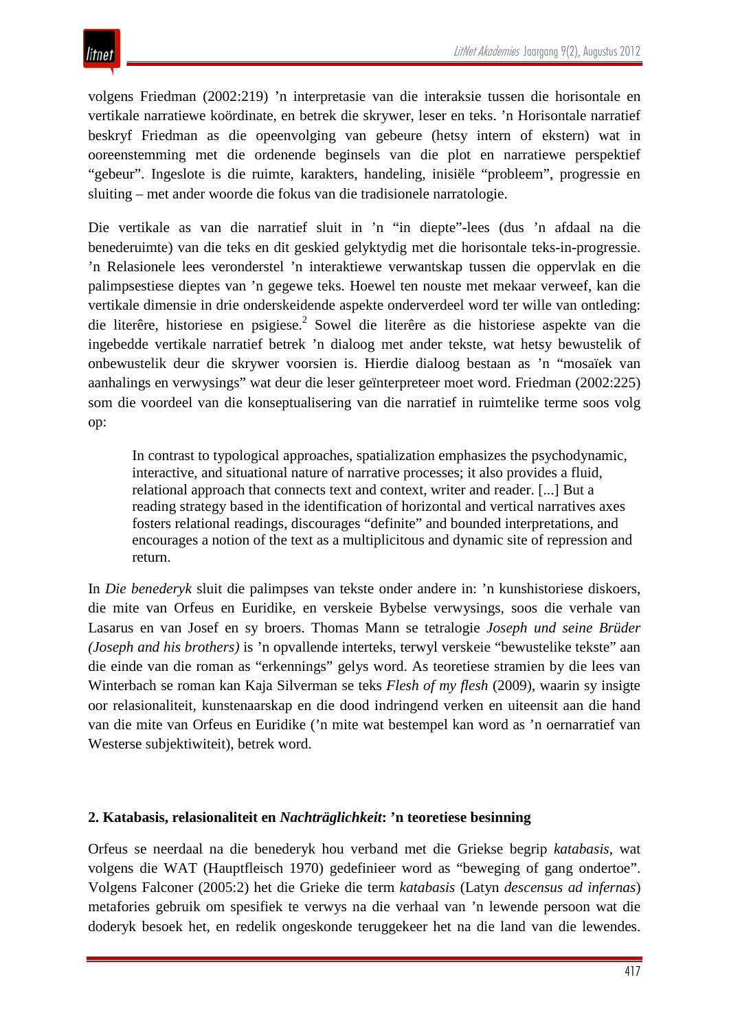volgens Friedman (2002:219) ’n interpretasie van die interaksie tussen die horisontale en vertikale narratiewe koördinate, en betrek die skrywer, leser en teks. ’n Horisontale narratief beskryf Friedman as die opeenvolging van gebeure (hetsy intern of ekstern) wat in ooreenstemming met die ordenende beginsels van die plot en narratiewe perspektief “gebeur”. Ingesloте is die ruimte, karakters, handeling, inisiële “probleem”, progressie en sluiting – met ander woorde die fokus van die tradisionele narratologie.

Die vertikale as van die narratief sluit in ’n “in diepte”-lees (dus ’n afdaal na die benederuimte) van die teks en dit geskied gelyktydig met die horisontale teks-in-progressie. ’n Relasionele lees veronderstel ’n interaktiewe verwantskap tussen die oppervlak en die palimpsestiese dieptes van ’n gegewe teks. Hoewel ten nouste met mekaar verweef, kan die vertikale dimensie in drie onderskeidende aspekte onderverdeel word ter wille van ontleding: die literêre, historiese en psigiese.[2] Sowel die literêre as die historiese aspekte van die ingebedde vertikale narratief betrek ’n dialoog met ander tekste, wat hetsy bewustelik of onbewustelik deur die skrywer voorsien is. Hierdie dialoog bestaan as ’n “mosaïek van aanhalings en verwysings” wat deur die leser geïnterpreteer moet word. Friedman (2002:225) som die voordeel van die konseptualisering van die narratief in ruimtelike terme soos volg op:

> In contrast to typological approaches, spatialization emphasizes the psychodynamic, interactive, and situational nature of narrative processes; it also provides a fluid, relational approach that connects text and context, writer and reader. [...] But a reading strategy based in the identification of horizontal and vertical narratives axes fosters relational readings, discourages “definite” and bounded interpretations, and encourages a notion of the text as a multiplicitous and dynamic site of repression and return.

In *Die benederyk* sluit die palimpses van tekste onder andere in: ’n kunshistoriese diskoers, die mite van Orfeus en Euridike, en verskeie Bybelse verwysings, soos die verhale van Lasarus en van Josef en sy broers. Thomas Mann se tetralogie *Joseph und seine Brüder (Joseph and his brothers)* is ’n opvallende interteks, terwyl verskeie “bewustelike tekste” aan die einde van die roman as “erkennings” gelys word. As teoretiese stramien by die lees van Winterbach se roman kan Kaja Silverman se teks *Flesh of my flesh* (2009), waarin sy insigte oor relasionaliteit, kunstenaarskap en die dood indringend verken en uiteensit aan die hand van die mite van Orfeus en Euridike (’n mite wat bestempel kan word as ’n oernarratief van Westerse subjektiwiteit), betrek word.

## 2. Katabasis, relasionaliteit en *Nachträglichkeit*: ’n teoretiese besinning

Orfeus se neerdaal na die benederyk hou verband met die Griekse begrip *katabasis*, wat volgens die WAT (Hauptfleisch 1970) gedefinieer word as “beweging of gang ondertoe”. Volgens Falconer (2005:2) het die Grieke die term *katabasis* (Latyn *descensus ad infernas*) metafories gebruik om spesifiek te verwys na die verhaal van ’n lewende persoon wat die doderyk besoek het, en redelik ongeskonde teruggekeer het na die land van die lewendes.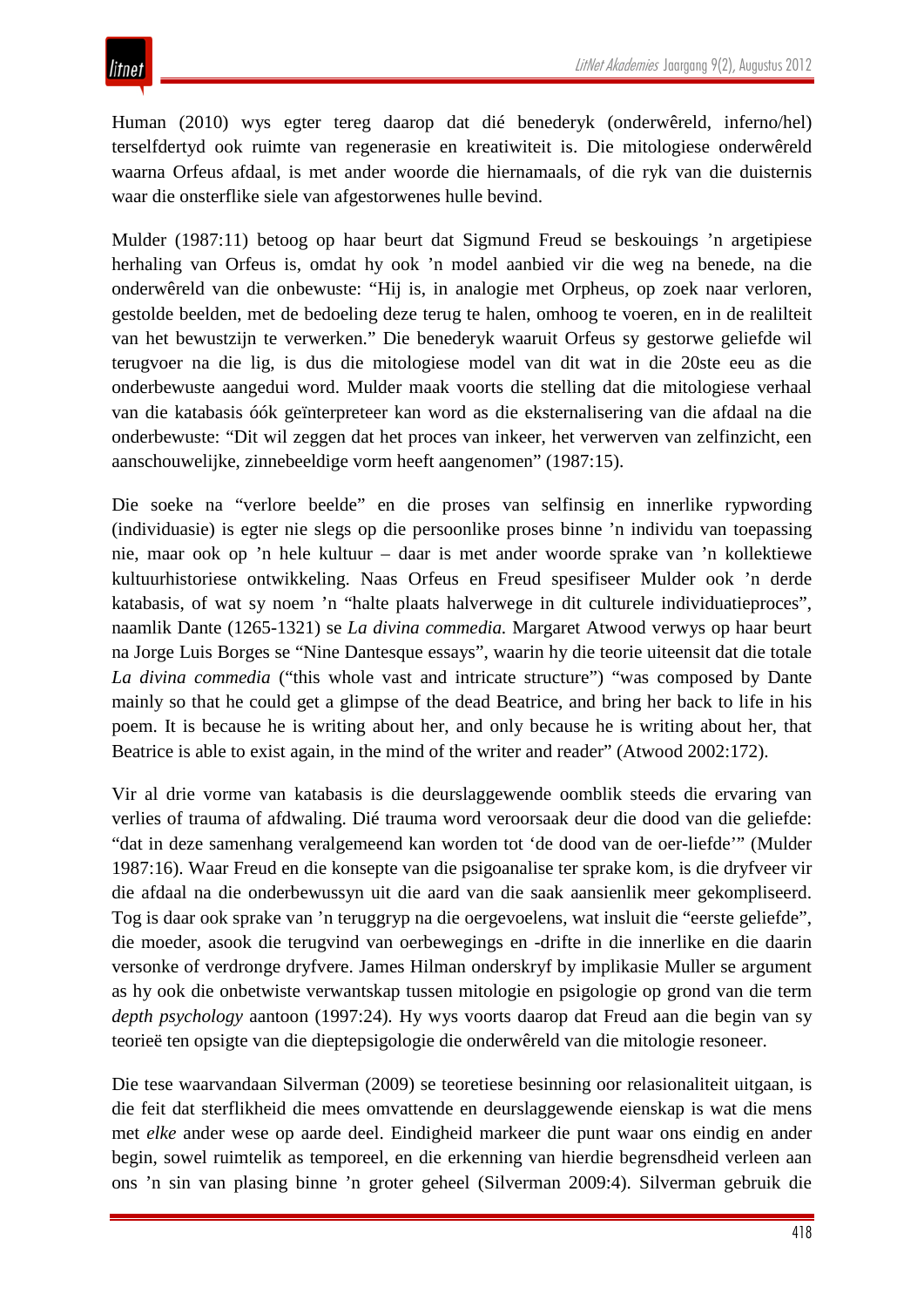Human (2010) wys egter tereg daarop dat dié benederyk (onderwêreld, inferno/hel) terselfdertyd ook ruimte van regenerasie en kreatiwiteit is. Die mitologiese onderwêreld waarna Orfeus afdaal, is met ander woorde die hiernamaals, of die ryk van die duisternis waar die onsterflike siele van afgestorwenes hulle bevind.

Mulder (1987:11) betoog op haar beurt dat Sigmund Freud se beskouings ’n argetipiese herhaling van Orfeus is, omdat hy ook ’n model aanbied vir die weg na benede, na die onderwêreld van die onbewuste: “Hij is, in analogie met Orpheus, op zoek naar verloren, gestolde beelden, met de bedoeling deze terug te halen, omhoog te voeren, en in de realilteit van het bewustzijn te verwerken.” Die benederyk waaruit Orfeus sy gestorwe geliefde wil terugvoer na die lig, is dus die mitologiese model van dit wat in die 20ste eeu as die onderbewuste aangedui word. Mulder maak voorts die stelling dat die mitologiese verhaal van die katabasis óók geïnterpreteer kan word as die eksternalisering van die afdaal na die onderbewuste: “Dit wil zeggen dat het proces van inkeer, het verwerven van zelfinzicht, een aanschouwelijke, zinnebeeldige vorm heeft aangenomen” (1987:15).

Die soeke na “verlore beelde” en die proses van selfinsig en innerlike rypwording (individuasie) is egter nie slegs op die persoonlike proses binne ’n individu van toepassing nie, maar ook op ’n hele kultuur – daar is met ander woorde sprake van ’n kollektiewe kultuurhistoriese ontwikkeling. Naas Orfeus en Freud spesifiseer Mulder ook ’n derde katabasis, of wat sy noem ’n “halte plaats halverwege in dit culturele individuatieproces”, naamlik Dante (1265-1321) se *La divina commedia.* Margaret Atwood verwys op haar beurt na Jorge Luis Borges se “Nine Dantesque essays”, waarin hy die teorie uiteensit dat die totale *La divina commedia* (“this whole vast and intricate structure”) “was composed by Dante mainly so that he could get a glimpse of the dead Beatrice, and bring her back to life in his poem. It is because he is writing about her, and only because he is writing about her, that Beatrice is able to exist again, in the mind of the writer and reader” (Atwood 2002:172).

Vir al drie vorme van katabasis is die deurslaggewende oomblik steeds die ervaring van verlies of trauma of afdwaling. Dié trauma word veroorsaak deur die dood van die geliefde: “dat in deze samenhang veralgemeend kan worden tot ‘de dood van de oer-liefde’” (Mulder 1987:16). Waar Freud en die konsepte van die psigoanalise ter sprake kom, is die dryfveer vir die afdaal na die onderbewussyn uit die aard van die saak aansienlik meer gekompliseerd. Tog is daar ook sprake van ’n teruggryp na die oergevoelens, wat insluit die “eerste geliefde”, die moeder, asook die terugvind van oerbewegings en -drifte in die innerlike en die daarin versonke of verdronge dryfvere. James Hilman onderskryf by implikasie Muller se argument as hy ook die onbetwiste verwantskap tussen mitologie en psigologie op grond van die term *depth psychology* aantoon (1997:24). Hy wys voorts daarop dat Freud aan die begin van sy teorieë ten opsigte van die dieptepsigologie die onderwêreld van die mitologie resoneer.

Die tese waarvandaan Silverman (2009) se teoretiese besinning oor relasionaliteit uitgaan, is die feit dat sterflikheid die mees omvattende en deurslaggewende eienskap is wat die mens met *elke* ander wese op aarde deel. Eindigheid markeer die punt waar ons eindig en ander begin, sowel ruimtelik as temporeel, en die erkenning van hierdie begrensdheid verleen aan ons ’n sin van plasing binne ’n groter geheel (Silverman 2009:4). Silverman gebruik die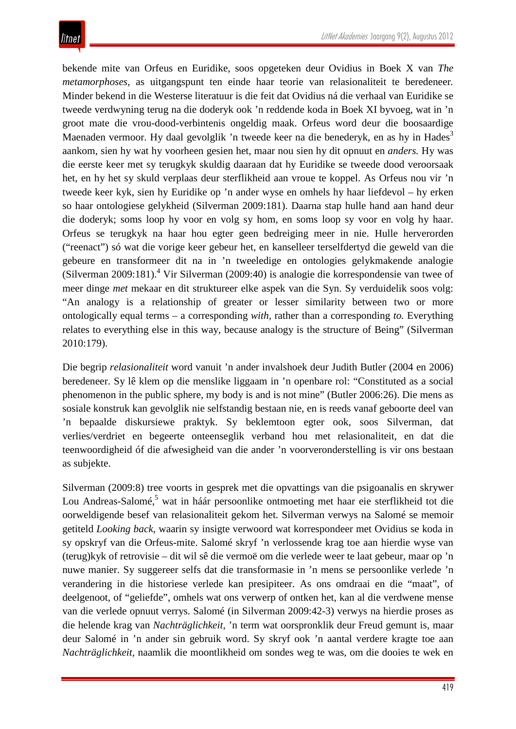bekende mite van Orfeus en Euridike, soos opgeteken deur Ovidius in Boek X van *The metamorphoses*, as uitgangspunt ten einde haar teorie van relasionaliteit te beredeneer. Minder bekend in die Westerse literatuur is die feit dat Ovidius ná die verhaal van Euridike se tweede verdwyning terug na die doderyk ook ’n reddende koda in Boek XI byvoeg, wat in ’n groot mate die vrou-dood-verbintenis ongeldig maak. Orfeus word deur die boosaardige Maenaden vermoor. Hy daal gevolglik ’n tweede keer na die benederyk, en as hy in Hades[3] aankom, sien hy wat hy voorheen gesien het, maar nou sien hy dit opnuut en *anders.* Hy was die eerste keer met sy terugkyk skuldig daaraan dat hy Euridike se tweede dood veroorsaak het, en hy het sy skuld verplaas deur sterflikheid aan vroue te koppel. As Orfeus nou vir ’n tweede keer kyk, sien hy Euridike op ’n ander wyse en omhels hy haar liefdevol – hy erken so haar ontologiese gelykheid (Silverman 2009:181). Daarna stap hulle hand aan hand deur die doderyk; soms loop hy voor en volg sy hom, en soms loop sy voor en volg hy haar. Orfeus se terugkyk na haar hou egter geen bedreiging meer in nie. Hulle herverorden (“reenact”) só wat die vorige keer gebeur het, en kanselleer terselfdertyd die geweld van die gebeure en transformeer dit na in ’n tweeledige en ontologies gelykmakende analogie (Silverman 2009:181).[4] Vir Silverman (2009:40) is analogie die korrespondensie van twee of meer dinge *met* mekaar en dit struktureer elke aspek van die Syn. Sy verduidelik soos volg: “An analogy is a relationship of greater or lesser similarity between two or more ontologically equal terms – a corresponding *with,* rather than a corresponding *to.* Everything relates to everything else in this way, because analogy is the structure of Being” (Silverman 2010:179).

Die begrip *relasionaliteit* word vanuit ’n ander invalshoek deur Judith Butler (2004 en 2006) beredeneer. Sy lê klem op die menslike liggaam in ’n openbare rol: “Constituted as a social phenomenon in the public sphere, my body is and is not mine” (Butler 2006:26). Die mens as sosiale konstruk kan gevolglik nie selfstandig bestaan nie, en is reeds vanaf geboorte deel van ’n bepaalde diskursiewe praktyk. Sy beklemtoon egter ook, soos Silverman, dat verlies/verdriet en begeerte onteenseglik verband hou met relasionaliteit, en dat die teenwoordigheid óf die afwesigheid van die ander ’n voorveronderstelling is vir ons bestaan as subjekte.

Silverman (2009:8) tree voorts in gesprek met die opvattings van die psigoanalis en skrywer Lou Andreas-Salomé,[5] wat in háár persoonlike ontmoeting met haar eie sterflikheid tot die oorweldigende besef van relasionaliteit gekom het. Silverman verwys na Salomé se memoir getiteld *Looking back,* waarin sy insigte verwoord wat korrespondeer met Ovidius se koda in sy opskryf van die Orfeus-mite. Salomé skryf ’n verlossende krag toe aan hierdie wyse van (terug)kyk of retrovisie – dit wil sê die vermoë om die verlede weer te laat gebeur, maar op ’n nuwe manier. Sy suggereer selfs dat die transformasie in ’n mens se persoonlike verlede ’n verandering in die historiese verlede kan presipiteer. As ons omdraai en die “maat”, of deelgenoot, of “geliefde”, omhels wat ons verwerp of ontken het, kan al die verdwene mense van die verlede opnuut verrys. Salomé (in Silverman 2009:42-3) verwys na hierdie proses as die helende krag van *Nachträglichkeit,* ’n term wat oorspronklik deur Freud gemunt is, maar deur Salomé in ’n ander sin gebruik word. Sy skryf ook ’n aantal verdere kragte toe aan *Nachträglichkeit*, naamlik die moontlikheid om sondes weg te was, om die dooies te wek en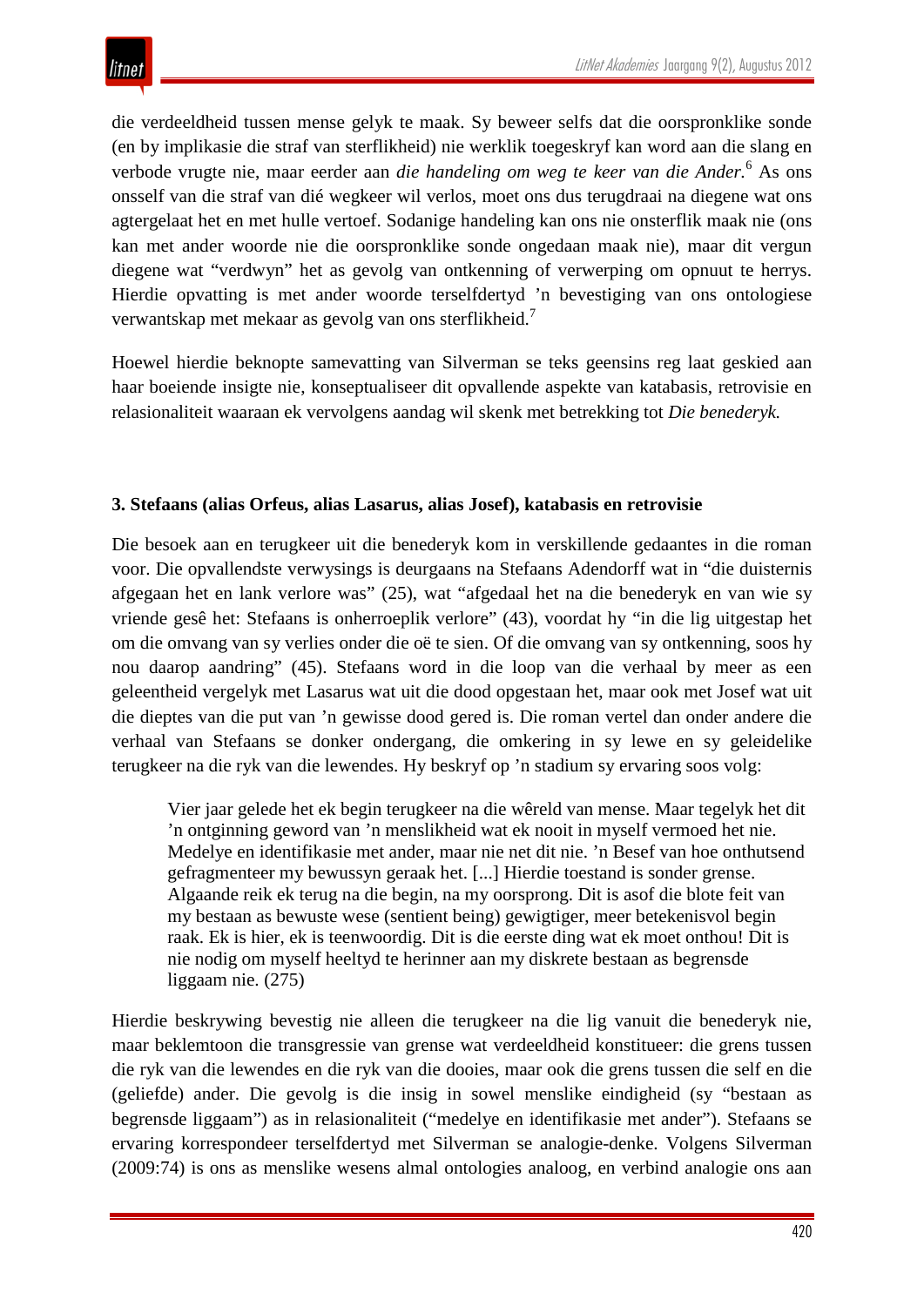die verdeeldheid tussen mense gelyk te maak. Sy beweer selfs dat die oorspronklike sonde (en by implikasie die straf van sterflikheid) nie werklik toegeskryf kan word aan die slang en verbode vrugte nie, maar eerder aan *die handeling om weg te keer van die Ander.*[6] As ons onsself van die straf van dié wegkeer wil verlos, moet ons dus terugdraai na diegene wat ons agtergelaat het en met hulle vertoef. Sodanige handeling kan ons nie onsterflik maak nie (ons kan met ander woorde nie die oorspronklike sonde ongedaan maak nie), maar dit vergun diegene wat "verdwyn" het as gevolg van ontkenning of verwerping om opnuut te herrys. Hierdie opvatting is met ander woorde terselfdertyd 'n bevestiging van ons ontologiese verwantskap met mekaar as gevolg van ons sterflikheid.[7]

Hoewel hierdie beknopte samevatting van Silverman se teks geensins reg laat geskied aan haar boeiende insigte nie, konseptualiseer dit opvallende aspekte van katabasis, retrovisie en relasionaliteit waaraan ek vervolgens aandag wil skenk met betrekking tot *Die benederyk.*

## 3. Stefaans (alias Orfeus, alias Lasarus, alias Josef), katabasis en retrovisie

Die besoek aan en terugkeer uit die benederyk kom in verskillende gedaantes in die roman voor. Die opvallendste verwysings is deurgaans na Stefaans Adendorff wat in "die duisternis afgegaan het en lank verlore was" (25), wat "afgedaal het na die benederyk en van wie sy vriende gesê het: Stefaans is onherroeplik verlore" (43), voordat hy "in die lig uitgestap het om die omvang van sy verlies onder die oë te sien. Of die omvang van sy ontkenning, soos hy nou daarop aandring" (45). Stefaans word in die loop van die verhaal by meer as een geleentheid vergelyk met Lasarus wat uit die dood opgestaan het, maar ook met Josef wat uit die dieptes van die put van 'n gewisse dood gered is. Die roman vertel dan onder andere die verhaal van Stefaans se donker ondergang, die omkering in sy lewe en sy geleidelike terugkeer na die ryk van die lewendes. Hy beskryf op 'n stadium sy ervaring soos volg:

> Vier jaar gelede het ek begin terugkeer na die wêreld van mense. Maar tegelyk het dit 'n ontginning geword van 'n menslikheid wat ek nooit in myself vermoed het nie. Medelye en identifikasie met ander, maar nie net dit nie. 'n Besef van hoe onthutsend gefragmenteer my bewussyn geraak het. [...] Hierdie toestand is sonder grense. Algaande reik ek terug na die begin, na my oorsprong. Dit is asof die blote feit van my bestaan as bewuste wese (sentient being) gewigtiger, meer betekenisvol begin raak. Ek is hier, ek is teenwoordig. Dit is die eerste ding wat ek moet onthou! Dit is nie nodig om myself heeltyd te herinner aan my diskrete bestaan as begrensde liggaam nie. (275)

Hierdie beskrywing bevestig nie alleen die terugkeer na die lig vanuit die benederyk nie, maar beklemtoon die transgressie van grense wat verdeeldheid konstitueer: die grens tussen die ryk van die lewendes en die ryk van die dooies, maar ook die grens tussen die self en die (geliefde) ander. Die gevolg is die insig in sowel menslike eindigheid (sy "bestaan as begrensde liggaam") as in relasionaliteit ("medelye en identifikasie met ander"). Stefaans se ervaring korrespondeer terselfdertyd met Silverman se analogie-denke. Volgens Silverman (2009:74) is ons as menslike wesens almal ontologies analoog, en verbind analogie ons aan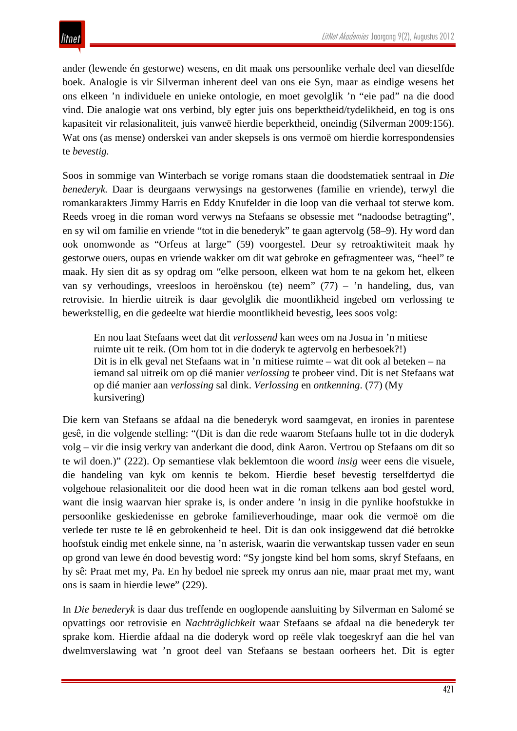ander (lewende én gestorwe) wesens, en dit maak ons persoonlike verhale deel van dieselfde boek. Analogie is vir Silverman inherent deel van ons eie Syn, maar as eindige wesens het ons elkeen ’n individuele en unieke ontologie, en moet gevolglik ’n “eie pad” na die dood vind. Die analogie wat ons verbind, bly egter juis ons beperktheid/tydelikheid, en tog is ons kapasiteit vir relasionaliteit, juis vanweë hierdie beperktheid, oneindig (Silverman 2009:156). Wat ons (as mense) onderskei van ander skepsels is ons vermoë om hierdie korrespondensies te *bevestig*.

Soos in sommige van Winterbach se vorige romans staan die doodstematiek sentraal in *Die benederyk.* Daar is deurgaans verwysings na gestorwenes (familie en vriende), terwyl die romankarakters Jimmy Harris en Eddy Knufelder in die loop van die verhaal tot sterwe kom. Reeds vroeg in die roman word verwys na Stefaans se obsessie met “nadoodse betragting”, en sy wil om familie en vriende “tot in die benederyk” te gaan agtervolg (58–9). Hy word dan ook onomwonde as “Orfeus at large” (59) voorgestel. Deur sy retroaktiwiteit maak hy gestorwe ouers, oupas en vriende wakker om dit wat gebroke en gefragmenteer was, “heel” te maak. Hy sien dit as sy opdrag om “elke persoon, elkeen wat hom te na gekom het, elkeen van sy verhoudings, vreesloos in heroënskou (te) neem” (77) – ’n handeling, dus, van retrovisie. In hierdie uitreik is daar gevolglik die moontlikheid ingebed om verlossing te bewerkstellig, en die gedeelte wat hierdie moontlikheid bevestig, lees soos volg:

> En nou laat Stefaans weet dat dit *verlossend* kan wees om na Josua in ’n mitiese ruimte uit te reik. (Om hom tot in die doderyk te agtervolg en herbesoek?!)
> Dit is in elk geval net Stefaans wat in ’n mitiese ruimte – wat dit ook al beteken – na iemand sal uitreik om op dié manier *verlossing* te probeer vind. Dit is net Stefaans wat op dié manier aan *verlossing* sal dink. *Verlossing* en *ontkenning*. (77) (My kursivering)

Die kern van Stefaans se afdaal na die benederyk word saamgevat, en ironies in parentese gesê, in die volgende stelling: “(Dit is dan die rede waarom Stefaans hulle tot in die doderyk volg – vir die insig verkry van anderkant die dood, dink Aaron. Vertrou op Stefaans om dit so te wil doen.)” (222). Op semantiese vlak beklemtoon die woord *insig* weer eens die visuele, die handeling van kyk om kennis te bekom. Hierdie besef bevestig terselfdertyd die volgehoue relasionaliteit oor die dood heen wat in die roman telkens aan bod gestel word, want die insig waarvan hier sprake is, is onder andere ’n insig in die pynlike hoofstukke in persoonlike geskiedenisse en gebroke familieverhoudinge, maar ook die vermoë om die verlede ter ruste te lê en gebrokenheid te heel. Dit is dan ook insiggewend dat dié betrokke hoofstuk eindig met enkele sinne, na ’n asterisk, waarin die verwantskap tussen vader en seun op grond van lewe én dood bevestig word: “Sy jongste kind bel hom soms, skryf Stefaans, en hy sê: Praat met my, Pa. En hy bedoel nie spreek my onrus aan nie, maar praat met my, want ons is saam in hierdie lewe” (229).

In *Die benederyk* is daar dus treffende en ooglopende aansluiting by Silverman en Salomé se opvattings oor retrovisie en *Nachträglichkeit* waar Stefaans se afdaal na die benederyk ter sprake kom. Hierdie afdaal na die doderyk word op reële vlak toegeskryf aan die hel van dwelmverslawing wat ’n groot deel van Stefaans se bestaan oorheers het. Dit is egter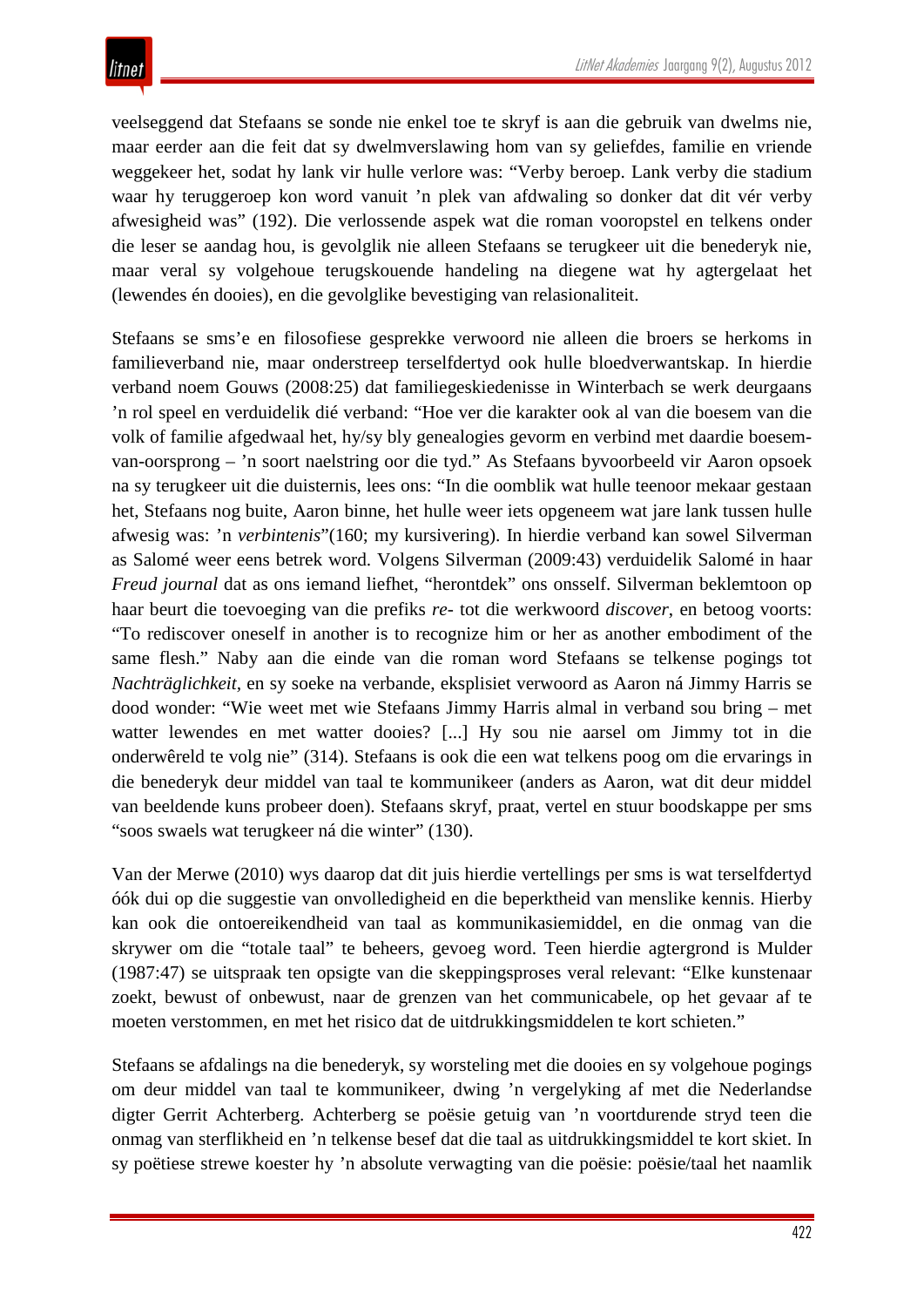veelseggend dat Stefaans se sonde nie enkel toe te skryf is aan die gebruik van dwelms nie, maar eerder aan die feit dat sy dwelmverslawing hom van sy geliefdes, familie en vriende weggekeer het, sodat hy lank vir hulle verlore was: "Verby beroep. Lank verby die stadium waar hy teruggeroep kon word vanuit 'n plek van afdwaling so donker dat dit vér verby afwesigheid was" (192). Die verlossende aspek wat die roman vooropstel en telkens onder die leser se aandag hou, is gevolglik nie alleen Stefaans se terugkeer uit die benederyk nie, maar veral sy volgehoue terugskouende handeling na diegene wat hy agtergelaat het (lewendes én dooies), en die gevolglike bevestiging van relasionaliteit.

Stefaans se sms'e en filosofiese gesprekke verwoord nie alleen die broers se herkoms in familieverband nie, maar onderstreep terselfdertyd ook hulle bloedverwantskap. In hierdie verband noem Gouws (2008:25) dat familiegeskiedenisse in Winterbach se werk deurgaans 'n rol speel en verduidelik dié verband: "Hoe ver die karakter ook al van die boesem van die volk of familie afgedwaal het, hy/sy bly genealogies gevorm en verbind met daardie boesem-van-oorsprong – 'n soort naelstring oor die tyd." As Stefaans byvoorbeeld vir Aaron opsoek na sy terugkeer uit die duisternis, lees ons: "In die oomblik wat hulle teenoor mekaar gestaan het, Stefaans nog buite, Aaron binne, het hulle weer iets opgeneem wat jare lank tussen hulle afwesig was: 'n *verbintenis*"(160; my kursivering). In hierdie verband kan sowel Silverman as Salomé weer eens betrek word. Volgens Silverman (2009:43) verduidelik Salomé in haar *Freud journal* dat as ons iemand liefhet, "herontdek" ons onsself. Silverman beklemtoon op haar beurt die toevoeging van die prefiks *re-* tot die werkwoord *discover*, en betoog voorts: "To rediscover oneself in another is to recognize him or her as another embodiment of the same flesh." Naby aan die einde van die roman word Stefaans se telkense pogings tot *Nachträglichkeit*, en sy soeke na verbande, eksplisiet verwoord as Aaron ná Jimmy Harris se dood wonder: "Wie weet met wie Stefaans Jimmy Harris almal in verband sou bring – met watter lewendes en met watter dooies? [...] Hy sou nie aarsel om Jimmy tot in die onderwêreld te volg nie" (314). Stefaans is ook die een wat telkens poog om die ervarings in die benederyk deur middel van taal te kommunikeer (anders as Aaron, wat dit deur middel van beeldende kuns probeer doen). Stefaans skryf, praat, vertel en stuur boodskappe per sms "soos swaels wat terugkeer ná die winter" (130).

Van der Merwe (2010) wys daarop dat dit juis hierdie vertellings per sms is wat terselfdertyd óók dui op die suggestie van onvolledigheid en die beperktheid van menslike kennis. Hierby kan ook die ontoereikendheid van taal as kommunikasiemiddel, en die onmag van die skrywer om die "totale taal" te beheers, gevoeg word. Teen hierdie agtergrond is Mulder (1987:47) se uitspraak ten opsigte van die skeppingsproses veral relevant: "Elke kunstenaar zoekt, bewust of onbewust, naar de grenzen van het communicabele, op het gevaar af te moeten verstommen, en met het risico dat de uitdrukkingsmiddelen te kort schieten."

Stefaans se afdalings na die benederyk, sy worsteling met die dooies en sy volgehoue pogings om deur middel van taal te kommunikeer, dwing 'n vergelyking af met die Nederlandse digter Gerrit Achterberg. Achterberg se poësie getuig van 'n voortdurende stryd teen die onmag van sterflikheid en 'n telkense besef dat die taal as uitdrukkingsmiddel te kort skiet. In sy poëtiese strewe koester hy 'n absolute verwagting van die poësie: poësie/taal het naamlik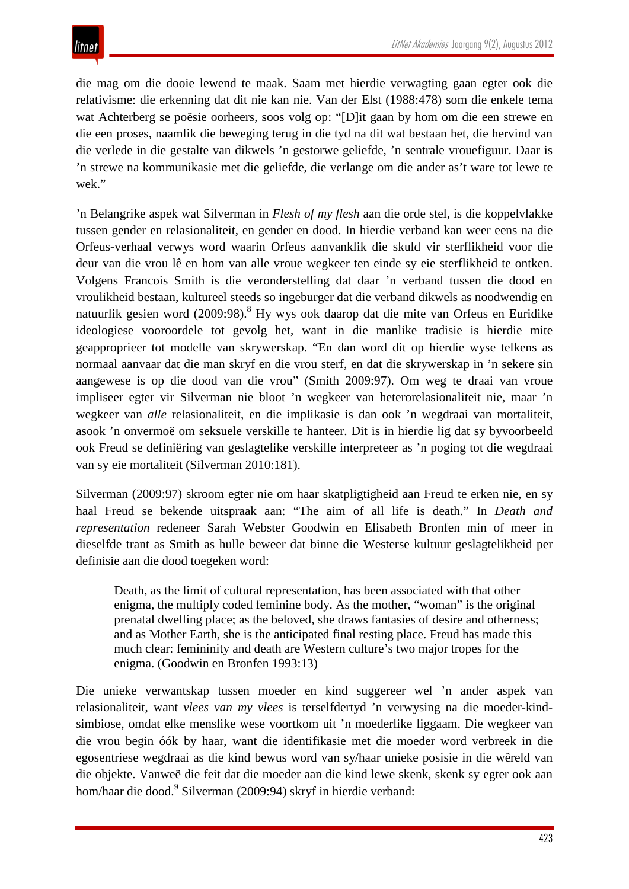die mag om die dooie lewend te maak. Saam met hierdie verwagting gaan egter ook die relativisme: die erkenning dat dit nie kan nie. Van der Elst (1988:478) som die enkele tema wat Achterberg se poësie oorheers, soos volg op: "[D]it gaan by hom om die een strewe en die een proses, naamlik die beweging terug in die tyd na dit wat bestaan het, die hervind van die verlede in die gestalte van dikwels 'n gestorwe geliefde, 'n sentrale vrouefiguur. Daar is 'n strewe na kommunikasie met die geliefde, die verlange om die ander as't ware tot lewe te wek."

'n Belangrike aspek wat Silverman in *Flesh of my flesh* aan die orde stel, is die koppelvlakke tussen gender en relasionaliteit, en gender en dood. In hierdie verband kan weer eens na die Orfeus-verhaal verwys word waarin Orfeus aanvanklik die skuld vir sterflikheid voor die deur van die vrou lê en hom van alle vroue wegkeer ten einde sy eie sterflikheid te ontken. Volgens Francois Smith is die veronderstelling dat daar 'n verband tussen die dood en vroulikheid bestaan, kultureel steeds so ingeburger dat die verband dikwels as noodwendig en natuurlik gesien word (2009:98).[8] Hy wys ook daarop dat die mite van Orfeus en Euridike ideologiese vooroordele tot gevolg het, want in die manlike tradisie is hierdie mite geapproprieer tot modelle van skrywerskap. "En dan word dit op hierdie wyse telkens as normaal aanvaar dat die man skryf en die vrou sterf, en dat die skrywerskap in 'n sekere sin aangewese is op die dood van die vrou" (Smith 2009:97). Om weg te draai van vroue impliseer egter vir Silverman nie bloot 'n wegkeer van heterorelasionaliteit nie, maar 'n wegkeer van *alle* relasionaliteit, en die implikasie is dan ook 'n wegdraai van mortaliteit, asook 'n onvermoë om seksuele verskille te hanteer. Dit is in hierdie lig dat sy byvoorbeeld ook Freud se definiëring van geslagtelike verskille interpreteer as 'n poging tot die wegdraai van sy eie mortaliteit (Silverman 2010:181).

Silverman (2009:97) skroom egter nie om haar skatpligtigheid aan Freud te erken nie, en sy haal Freud se bekende uitspraak aan: "The aim of all life is death." In *Death and representation* redeneer Sarah Webster Goodwin en Elisabeth Bronfen min of meer in dieselfde trant as Smith as hulle beweer dat binne die Westerse kultuur geslagtelikheid per definisie aan die dood toegeken word:

> Death, as the limit of cultural representation, has been associated with that other enigma, the multiply coded feminine body. As the mother, "woman" is the original prenatal dwelling place; as the beloved, she draws fantasies of desire and otherness; and as Mother Earth, she is the anticipated final resting place. Freud has made this much clear: femininity and death are Western culture's two major tropes for the enigma. (Goodwin en Bronfen 1993:13)

Die unieke verwantskap tussen moeder en kind suggereer wel 'n ander aspek van relasionaliteit, want *vlees van my vlees* is terselfdertyd 'n verwysing na die moeder-kind-simbiose, omdat elke menslike wese voortkom uit 'n moederlike liggaam. Die wegkeer van die vrou begin óók by haar, want die identifikasie met die moeder word verbreek in die egosentriese wegdraai as die kind bewus word van sy/haar unieke posisie in die wêreld van die objekte. Vanweë die feit dat die moeder aan die kind lewe skenk, skenk sy egter ook aan hom/haar die dood.[9] Silverman (2009:94) skryf in hierdie verband: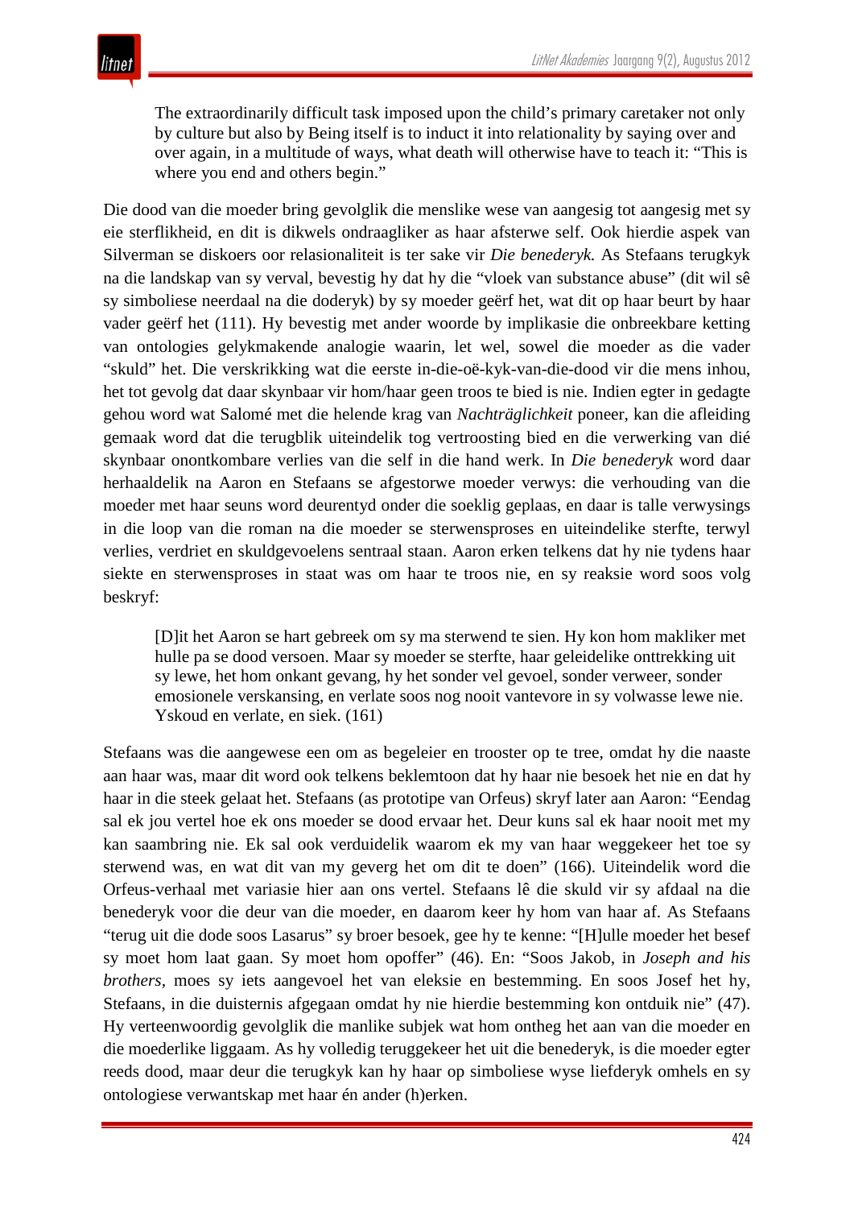> The extraordinarily difficult task imposed upon the child's primary caretaker not only by culture but also by Being itself is to induct it into relationality by saying over and over again, in a multitude of ways, what death will otherwise have to teach it: "This is where you end and others begin."

Die dood van die moeder bring gevolglik die menslike wese van aangesig tot aangesig met sy eie sterflikheid, en dit is dikwels ondraagliker as haar afsterwe self. Ook hierdie aspek van Silverman se diskoers oor relasionaliteit is ter sake vir *Die benederyk.* As Stefaans terugkyk na die landskap van sy verval, bevestig hy dat hy die "vloek van substance abuse" (dit wil sê sy simboliese neerdaal na die doderyk) by sy moeder geërf het, wat dit op haar beurt by haar vader geërf het (111). Hy bevestig met ander woorde by implikasie die onbreekbare ketting van ontologies gelykmakende analogie waarin, let wel, sowel die moeder as die vader "skuld" het. Die verskrikking wat die eerste in-die-oë-kyk-van-die-dood vir die mens inhou, het tot gevolg dat daar skynbaar vir hom/haar geen troos te bied is nie. Indien egter in gedagte gehou word wat Salomé met die helende krag van *Nachträglichkeit* poneer, kan die afleiding gemaak word dat die terugblik uiteindelik tog vertroosting bied en die verwerking van dié skynbaar onontkombare verlies van die self in die hand werk. In *Die benederyk* word daar herhaaldelik na Aaron en Stefaans se afgestorwe moeder verwys: die verhouding van die moeder met haar seuns word deurentyd onder die soeklig geplaas, en daar is talle verwysings in die loop van die roman na die moeder se sterwensproses en uiteindelike sterfte, terwyl verlies, verdriet en skuldgevoelens sentraal staan. Aaron erken telkens dat hy nie tydens haar siekte en sterwensproses in staat was om haar te troos nie, en sy reaksie word soos volg beskryf:

> [D]it het Aaron se hart gebreek om sy ma sterwend te sien. Hy kon hom makliker met hulle pa se dood versoen. Maar sy moeder se sterfte, haar geleidelike onttrekking uit sy lewe, het hom onkant gevang, hy het sonder vel gevoel, sonder verweer, sonder emosionele verskansing, en verlate soos nog nooit vantevore in sy volwasse lewe nie. Yskoud en verlate, en siek. (161)

Stefaans was die aangewese een om as begeleier en trooster op te tree, omdat hy die naaste aan haar was, maar dit word ook telkens beklemtoon dat hy haar nie besoek het nie en dat hy haar in die steek gelaat het. Stefaans (as prototipe van Orfeus) skryf later aan Aaron: "Eendag sal ek jou vertel hoe ek ons moeder se dood ervaar het. Deur kuns sal ek haar nooit met my kan saambring nie. Ek sal ook verduidelik waarom ek my van haar weggekeer het toe sy sterwend was, en wat dit van my geverg het om dit te doen" (166). Uiteindelik word die Orfeus-verhaal met variasie hier aan ons vertel. Stefaans lê die skuld vir sy afdaal na die benederyk voor die deur van die moeder, en daarom keer hy hom van haar af. As Stefaans "terug uit die dode soos Lasarus" sy broer besoek, gee hy te kenne: "[H]ulle moeder het besef sy moet hom laat gaan. Sy moet hom opoffer" (46). En: "Soos Jakob, in *Joseph and his brothers*, moes sy iets aangevoel het van eleksie en bestemming. En soos Josef het hy, Stefaans, in die duisternis afgegaan omdat hy nie hierdie bestemming kon ontduik nie" (47). Hy verteenwoordig gevolglik die manlike subjek wat hom ontheg het aan van die moeder en die moederlike liggaam. As hy volledig teruggekeer het uit die benederyk, is die moeder egter reeds dood, maar deur die terugkyk kan hy haar op simboliese wyse liefderyk omhels en sy ontologiese verwantskap met haar én ander (h)erken.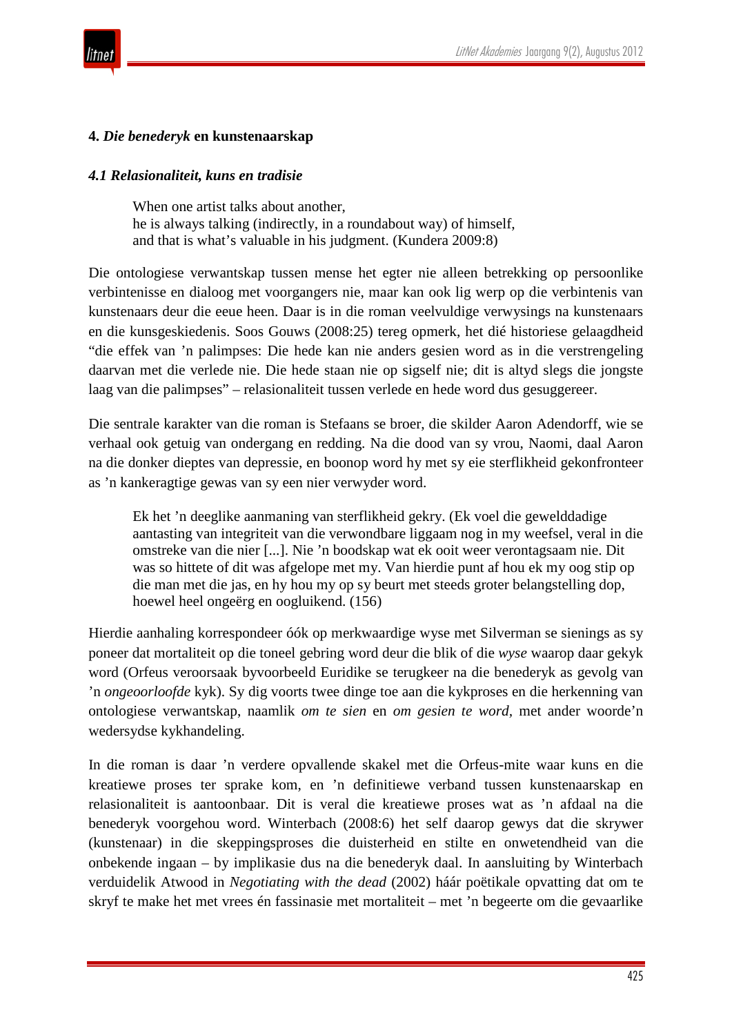## 4. *Die benederyk* en kunstenaarskap

### *4.1 Relasionaliteit, kuns en tradisie*

> When one artist talks about another,
> he is always talking (indirectly, in a roundabout way) of himself,
> and that is what's valuable in his judgment. (Kundera 2009:8)

Die ontologiese verwantskap tussen mense het egter nie alleen betrekking op persoonlike verbintenisse en dialoog met voorgangers nie, maar kan ook lig werp op die verbintenis van kunstenaars deur die eeue heen. Daar is in die roman veelvuldige verwysings na kunstenaars en die kunsgeskiedenis. Soos Gouws (2008:25) tereg opmerk, het dié historiese gelaagdheid "die effek van 'n palimpses: Die hede kan nie anders gesien word as in die verstrengeling daarvan met die verlede nie. Die hede staan nie op sigself nie; dit is altyd slegs die jongste laag van die palimpses" – relasionaliteit tussen verlede en hede word dus gesuggereer.

Die sentrale karakter van die roman is Stefaans se broer, die skilder Aaron Adendorff, wie se verhaal ook getuig van ondergang en redding. Na die dood van sy vrou, Naomi, daal Aaron na die donker dieptes van depressie, en boonop word hy met sy eie sterflikheid gekonfronteer as 'n kankeragtige gewas van sy een nier verwyder word.

> Ek het 'n deeglike aanmaning van sterflikheid gekry. (Ek voel die gewelddadige aantasting van integriteit van die verwondbare liggaam nog in my weefsel, veral in die omstreke van die nier [...]. Nie 'n boodskap wat ek ooit weer verontagsaam nie. Dit was so hittete of dit was afgelope met my. Van hierdie punt af hou ek my oog stip op die man met die jas, en hy hou my op sy beurt met steeds groter belangstelling dop, hoewel heel ongeërg en oogluikend. (156)

Hierdie aanhaling korrespondeer óók op merkwaardige wyse met Silverman se sienings as sy poneer dat mortaliteit op die toneel gebring word deur die blik of die *wyse* waarop daar gekyk word (Orfeus veroorsaak byvoorbeeld Euridike se terugkeer na die benederyk as gevolg van 'n *ongeoorloofde* kyk). Sy dig voorts twee dinge toe aan die kykproses en die herkenning van ontologiese verwantskap, naamlik *om te sien* en *om gesien te word*, met ander woorde'n wedersydse kykhandeling.

In die roman is daar 'n verdere opvallende skakel met die Orfeus-mite waar kuns en die kreatiewe proses ter sprake kom, en 'n definitiewe verband tussen kunstenaarskap en relasionaliteit is aantoonbaar. Dit is veral die kreatiewe proses wat as 'n afdaal na die benederyk voorgehou word. Winterbach (2008:6) het self daarop gewys dat die skrywer (kunstenaar) in die skeppingsproses die duisterheid en stilte en onwetendheid van die onbekende ingaan – by implikasie dus na die benederyk daal. In aansluiting by Winterbach verduidelik Atwood in *Negotiating with the dead* (2002) háár poëtikale opvatting dat om te skryf te make het met vrees én fassinasie met mortaliteit – met 'n begeerte om die gevaarlike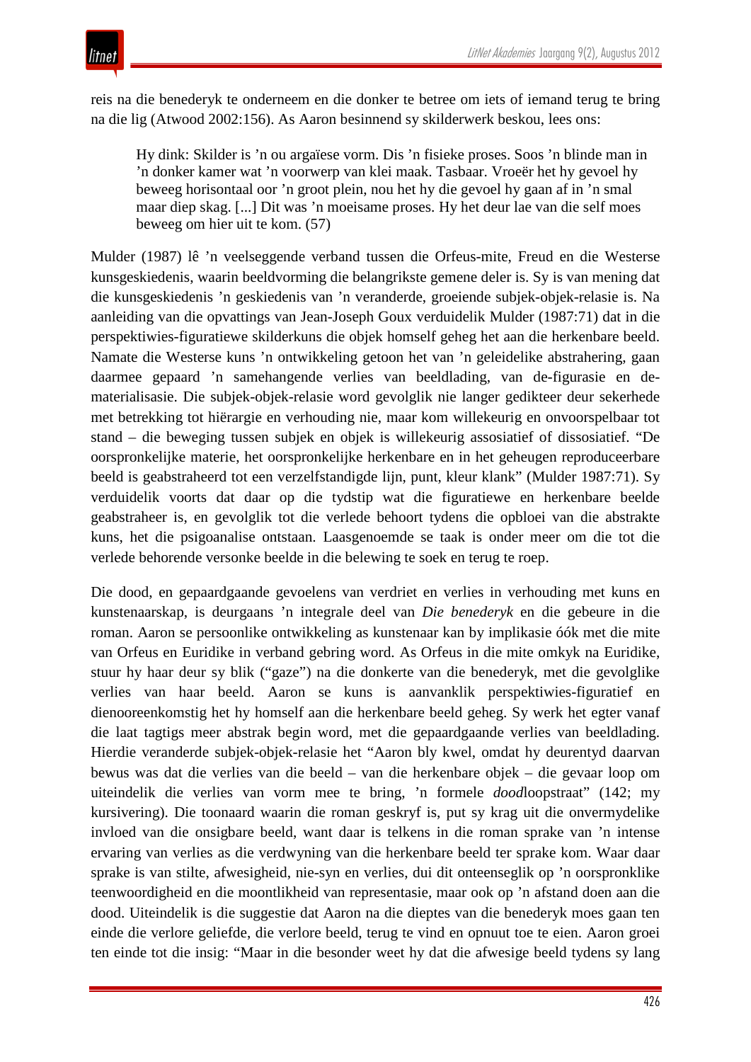reis na die benederyk te onderneem en die donker te betree om iets of iemand terug te bring na die lig (Atwood 2002:156). As Aaron besinnend sy skilderwerk beskou, lees ons:

> Hy dink: Skilder is ’n ou argaïese vorm. Dis ’n fisieke proses. Soos ’n blinde man in ’n donker kamer wat ’n voorwerp van klei maak. Tasbaar. Vroeër het hy gevoel hy beweeg horisontaal oor ’n groot plein, nou het hy die gevoel hy gaan af in ’n smal maar diep skag. [...] Dit was ’n moeisame proses. Hy het deur lae van die self moes beweeg om hier uit te kom. (57)

Mulder (1987) lê ’n veelseggende verband tussen die Orfeus-mite, Freud en die Westerse kunsgeskiedenis, waarin beeldvorming die belangrikste gemene deler is. Sy is van mening dat die kunsgeskiedenis ’n geskiedenis van ’n veranderde, groeiende subjek-objek-relasie is. Na aanleiding van die opvattings van Jean-Joseph Goux verduidelik Mulder (1987:71) dat in die perspektiwies-figuratiewe skilderkuns die objek homself geheg het aan die herkenbare beeld. Namate die Westerse kuns ’n ontwikkeling getoon het van ’n geleidelike abstrahering, gaan daarmee gepaard ’n samehangende verlies van beeldlading, van de-figurasie en de-materialisasie. Die subjek-objek-relasie word gevolglik nie langer gedikteer deur sekerhede met betrekking tot hiërargie en verhouding nie, maar kom willekeurig en onvoorspelbaar tot stand – die beweging tussen subjek en objek is willekeurig assosiatief of dissosiatief. “De oorspronkelijke materie, het oorspronkelijke herkenbare en in het geheugen reproduceerbare beeld is geabstraheerd tot een verzelfstandigde lijn, punt, kleur klank” (Mulder 1987:71). Sy verduidelik voorts dat daar op die tydstip wat die figuratiewe en herkenbare beelde geabstraheer is, en gevolglik tot die verlede behoort tydens die opbloei van die abstrakte kuns, het die psigoanalise ontstaan. Laasgenoemde se taak is onder meer om die tot die verlede behorende versonke beelde in die belewing te soek en terug te roep.

Die dood, en gepaardgaande gevoelens van verdriet en verlies in verhouding met kuns en kunstenaarskap, is deurgaans ’n integrale deel van *Die benederyk* en die gebeure in die roman. Aaron se persoonlike ontwikkeling as kunstenaar kan by implikasie óók met die mite van Orfeus en Euridike in verband gebring word. As Orfeus in die mite omkyk na Euridike, stuur hy haar deur sy blik (“gaze”) na die donkerte van die benederyk, met die gevolglike verlies van haar beeld. Aaron se kuns is aanvanklik perspektiwies-figuratief en dienooreenkomstig het hy homself aan die herkenbare beeld geheg. Sy werk het egter vanaf die laat tagtigs meer abstrak begin word, met die gepaardgaande verlies van beeldlading. Hierdie veranderde subjek-objek-relasie het “Aaron bly kwel, omdat hy deurentyd daarvan bewus was dat die verlies van die beeld – van die herkenbare objek – die gevaar loop om uiteindelik die verlies van vorm mee te bring, ’n formele *dood*loopstraat” (142; my kursivering). Die toonaard waarin die roman geskryf is, put sy krag uit die onvermydelike invloed van die onsigbare beeld, want daar is telkens in die roman sprake van ’n intense ervaring van verlies as die verdwyning van die herkenbare beeld ter sprake kom. Waar daar sprake is van stilte, afwesigheid, nie-syn en verlies, dui dit onteenseglik op ’n oorspronklike teenwoordigheid en die moontlikheid van representasie, maar ook op ’n afstand doen aan die dood. Uiteindelik is die suggestie dat Aaron na die dieptes van die benederyk moes gaan ten einde die verlore geliefde, die verlore beeld, terug te vind en opnuut toe te eien. Aaron groei ten einde tot die insig: “Maar in die besonder weet hy dat die afwesige beeld tydens sy lang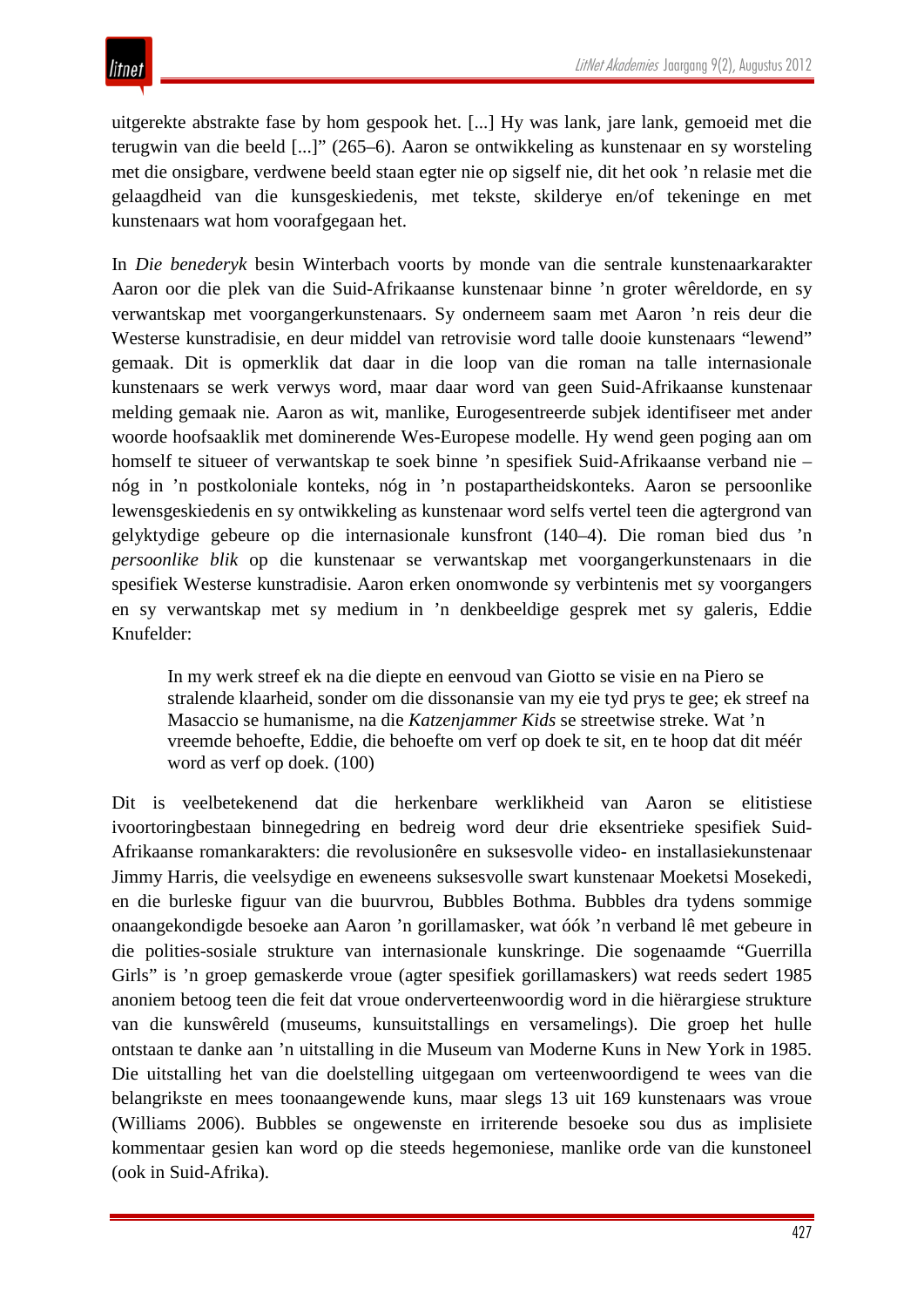uitgerekte abstrakte fase by hom gespook het. [...] Hy was lank, jare lank, gemoeid met die terugwin van die beeld [...]" (265–6). Aaron se ontwikkeling as kunstenaar en sy worsteling met die onsigbare, verdwene beeld staan egter nie op sigself nie, dit het ook 'n relasie met die gelaagdheid van die kunsgeskiedenis, met tekste, skilderye en/of tekeninge en met kunstenaars wat hom voorafgegaan het.

In *Die benederyk* besin Winterbach voorts by monde van die sentrale kunstenaarkarakter Aaron oor die plek van die Suid-Afrikaanse kunstenaar binne 'n groter wêreldorde, en sy verwantskap met voorgangerkunstenaars. Sy onderneem saam met Aaron 'n reis deur die Westerse kunstradisie, en deur middel van retrovisie word talle dooie kunstenaars "lewend" gemaak. Dit is opmerklik dat daar in die loop van die roman na talle internasionale kunstenaars se werk verwys word, maar daar word van geen Suid-Afrikaanse kunstenaar melding gemaak nie. Aaron as wit, manlike, Eurogesentreerde subjek identifiseer met ander woorde hoofsaaklik met dominerende Wes-Europese modelle. Hy wend geen poging aan om homself te situeer of verwantskap te soek binne 'n spesifiek Suid-Afrikaanse verband nie – nóg in 'n postkoloniale konteks, nóg in 'n postapartheidskonteks. Aaron se persoonlike lewensgeskiedenis en sy ontwikkeling as kunstenaar word selfs vertel teen die agtergrond van gelyktydige gebeure op die internasionale kunsfront (140–4). Die roman bied dus 'n *persoonlike blik* op die kunstenaar se verwantskap met voorgangerkunstenaars in die spesifiek Westerse kunstradisie. Aaron erken onomwonde sy verbintenis met sy voorgangers en sy verwantskap met sy medium in 'n denkbeeldige gesprek met sy galeris, Eddie Knufelder:

> In my werk streef ek na die diepte en eenvoud van Giotto se visie en na Piero se stralende klaarheid, sonder om die dissonansie van my eie tyd prys te gee; ek streef na Masaccio se humanisme, na die *Katzenjammer Kids* se streetwise streke. Wat 'n vreemde behoefte, Eddie, die behoefte om verf op doek te sit, en te hoop dat dit méér word as verf op doek. (100)

Dit is veelbetekenend dat die herkenbare werklikheid van Aaron se elitistiese ivoortoringbestaan binnegedring en bedreig word deur drie eksentrieke spesifiek Suid-Afrikaanse romankarakters: die revolusionêre en suksesvolle video- en installasiekunstenaar Jimmy Harris, die veelsydige en eweneens suksesvolle swart kunstenaar Moeketsi Mosekedi, en die burleske figuur van die buurvrou, Bubbles Bothma. Bubbles dra tydens sommige onaangekondigde besoeke aan Aaron 'n gorillamasker, wat óók 'n verband lê met gebeure in die polities-sosiale strukture van internasionale kunskringe. Die sogenaamde "Guerrilla Girls" is 'n groep gemaskerde vroue (agter spesifiek gorillamaskers) wat reeds sedert 1985 anoniem betoog teen die feit dat vroue onderverteenwoordig word in die hiërargiese strukture van die kunswêreld (museums, kunsuitstallings en versamelings). Die groep het hulle ontstaan te danke aan 'n uitstalling in die Museum van Moderne Kuns in New York in 1985. Die uitstalling het van die doelstelling uitgegaan om verteenwoordigend te wees van die belangrikste en mees toonaangewende kuns, maar slegs 13 uit 169 kunstenaars was vroue (Williams 2006). Bubbles se ongewenste en irriterende besoeke sou dus as implisiete kommentaar gesien kan word op die steeds hegemoniese, manlike orde van die kunstoneel (ook in Suid-Afrika).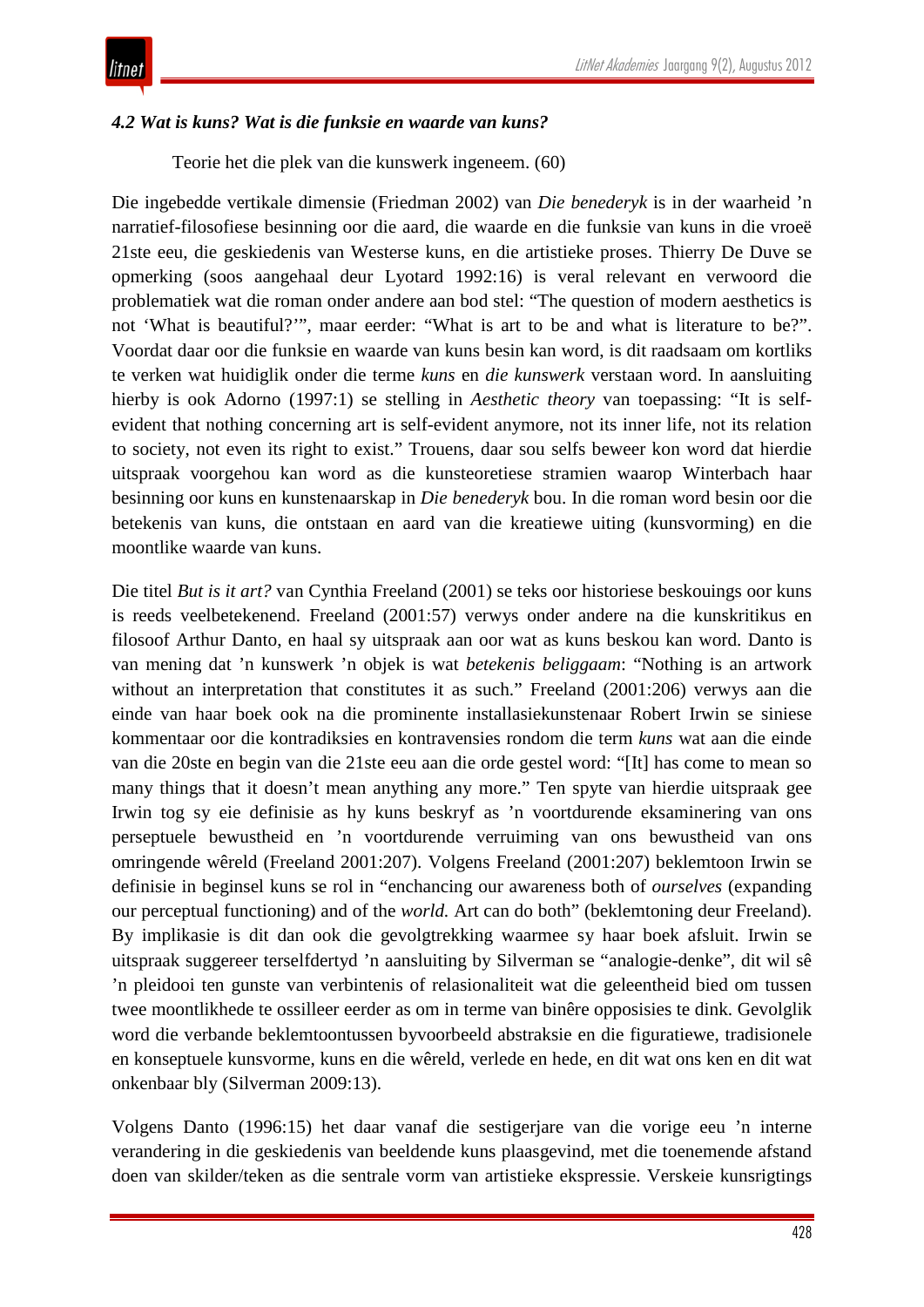### *4.2 Wat is kuns? Wat is die funksie en waarde van kuns?*

> Teorie het die plek van die kunswerk ingeneem. (60)

Die ingebedde vertikale dimensie (Friedman 2002) van *Die benederyk* is in der waarheid ’n narratief-filosofiese besinning oor die aard, die waarde en die funksie van kuns in die vroeë 21ste eeu, die geskiedenis van Westerse kuns, en die artistieke proses. Thierry De Duve se opmerking (soos aangehaal deur Lyotard 1992:16) is veral relevant en verwoord die problematiek wat die roman onder andere aan bod stel: “The question of modern aesthetics is not ‘What is beautiful?’”, maar eerder: “What is art to be and what is literature to be?”. Voordat daar oor die funksie en waarde van kuns besin kan word, is dit raadsaam om kortliks te verken wat huidiglik onder die terme *kuns* en *die kunswerk* verstaan word. In aansluiting hierby is ook Adorno (1997:1) se stelling in *Aesthetic theory* van toepassing: “It is self-evident that nothing concerning art is self-evident anymore, not its inner life, not its relation to society, not even its right to exist.” Trouens, daar sou selfs beweer kon word dat hierdie uitspraak voorgehou kan word as die kunsteoretiese stramien waarop Winterbach haar besinning oor kuns en kunstenaarskap in *Die benederyk* bou. In die roman word besin oor die betekenis van kuns, die ontstaan en aard van die kreatiewe uiting (kunsvorming) en die moontlike waarde van kuns.

Die titel *But is it art?* van Cynthia Freeland (2001) se teks oor historiese beskouings oor kuns is reeds veelbetekenend. Freeland (2001:57) verwys onder andere na die kunskritikus en filosoof Arthur Danto, en haal sy uitspraak aan oor wat as kuns beskou kan word. Danto is van mening dat ’n kunswerk ’n objek is wat *betekenis beliggaam*: “Nothing is an artwork without an interpretation that constitutes it as such.” Freeland (2001:206) verwys aan die einde van haar boek ook na die prominente installasiekunstenaar Robert Irwin se siniese kommentaar oor die kontradiksies en kontravensies rondom die term *kuns* wat aan die einde van die 20ste en begin van die 21ste eeu aan die orde gestel word: “[It] has come to mean so many things that it doesn’t mean anything any more.” Ten spyte van hierdie uitspraak gee Irwin tog sy eie definisie as hy kuns beskryf as ’n voortdurende eksaminering van ons perseptuele bewustheid en ’n voortdurende verruiming van ons bewustheid van ons omringende wêreld (Freeland 2001:207). Volgens Freeland (2001:207) beklemtoon Irwin se definisie in beginsel kuns se rol in “enchancing our awareness both of *ourselves* (expanding our perceptual functioning) and of the *world.* Art can do both” (beklemtoning deur Freeland). By implikasie is dit dan ook die gevolgtrekking waarmee sy haar boek afsluit. Irwin se uitspraak suggereer terselfdertyd ’n aansluiting by Silverman se “analogie-denke”, dit wil sê ’n pleidooi ten gunste van verbintenis of relasionaliteit wat die geleentheid bied om tussen twee moontlikhede te ossilleer eerder as om in terme van binêre opposisies te dink. Gevolglik word die verbande beklemtoontussen byvoorbeeld abstraksie en die figuratiewe, tradisionele en konseptuele kunsvorme, kuns en die wêreld, verlede en hede, en dit wat ons ken en dit wat onkenbaar bly (Silverman 2009:13).

Volgens Danto (1996:15) het daar vanaf die sestigerjare van die vorige eeu ’n interne verandering in die geskiedenis van beeldende kuns plaasgevind, met die toenemende afstand doen van skilder/teken as die sentrale vorm van artistieke ekspressie. Verskeie kunsrigtings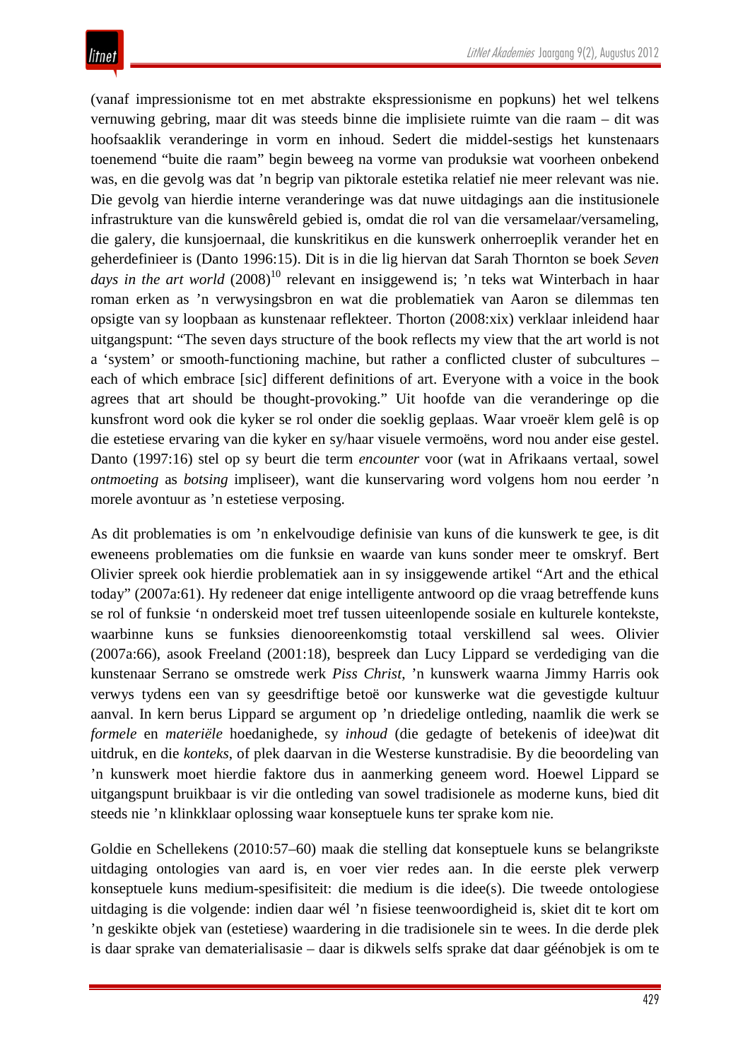(vanaf impressionisme tot en met abstrakte ekspressionisme en popkuns) het wel telkens vernuwing gebring, maar dit was steeds binne die implisiete ruimte van die raam – dit was hoofsaaklik veranderinge in vorm en inhoud. Sedert die middel-sestigs het kunstenaars toenemend "buite die raam" begin beweeg na vorme van produksie wat voorheen onbekend was, en die gevolg was dat 'n begrip van piktorale estetika relatief nie meer relevant was nie. Die gevolg van hierdie interne veranderinge was dat nuwe uitdagings aan die institusionele infrastrukture van die kunswêreld gebied is, omdat die rol van die versamelaar/versameling, die galery, die kunsjoernaal, die kunskritikus en die kunswerk onherroeplik verander het en geherdefinieer is (Danto 1996:15). Dit is in die lig hiervan dat Sarah Thornton se boek *Seven days in the art world* (2008)[10] relevant en insiggewend is; 'n teks wat Winterbach in haar roman erken as 'n verwysingsbron en wat die problematiek van Aaron se dilemmas ten opsigte van sy loopbaan as kunstenaar reflekteer. Thorton (2008:xix) verklaar inleidend haar uitgangspunt: "The seven days structure of the book reflects my view that the art world is not a 'system' or smooth-functioning machine, but rather a conflicted cluster of subcultures – each of which embrace [sic] different definitions of art. Everyone with a voice in the book agrees that art should be thought-provoking." Uit hoofde van die veranderinge op die kunsfront word ook die kyker se rol onder die soeklig geplaas. Waar vroeër klem gelê is op die estetiese ervaring van die kyker en sy/haar visuele vermoëns, word nou ander eise gestel. Danto (1997:16) stel op sy beurt die term *encounter* voor (wat in Afrikaans vertaal, sowel *ontmoeting* as *botsing* impliseer), want die kunservaring word volgens hom nou eerder 'n morele avontuur as 'n estetiese verposing.

As dit problematies is om 'n enkelvoudige definisie van kuns of die kunswerk te gee, is dit eweneens problematies om die funksie en waarde van kuns sonder meer te omskryf. Bert Olivier spreek ook hierdie problematiek aan in sy insiggewende artikel "Art and the ethical today" (2007a:61). Hy redeneer dat enige intelligente antwoord op die vraag betreffende kuns se rol of funksie 'n onderskeid moet tref tussen uiteenlopende sosiale en kulturele kontekste, waarbinne kuns se funksies dienooreenkomstig totaal verskillend sal wees. Olivier (2007a:66), asook Freeland (2001:18), bespreek dan Lucy Lippard se verdediging van die kunstenaar Serrano se omstrede werk *Piss Christ*, 'n kunswerk waarna Jimmy Harris ook verwys tydens een van sy geesdriftige betoë oor kunswerke wat die gevestigde kultuur aanval. In kern berus Lippard se argument op 'n driedelige ontleding, naamlik die werk se *formele* en *materiële* hoedanighede, sy *inhoud* (die gedagte of betekenis of idee)wat dit uitdruk, en die *konteks*, of plek daarvan in die Westerse kunstradisie. By die beoordeling van 'n kunswerk moet hierdie faktore dus in aanmerking geneem word. Hoewel Lippard se uitgangspunt bruikbaar is vir die ontleding van sowel tradisionele as moderne kuns, bied dit steeds nie 'n klinkklaar oplossing waar konseptuele kuns ter sprake kom nie.

Goldie en Schellekens (2010:57–60) maak die stelling dat konseptuele kuns se belangrikste uitdaging ontologies van aard is, en voer vier redes aan. In die eerste plek verwerp konseptuele kuns medium-spesifisiteit: die medium is die idee(s). Die tweede ontologiese uitdaging is die volgende: indien daar wél 'n fisiese teenwoordigheid is, skiet dit te kort om 'n geskikte objek van (estetiese) waardering in die tradisionele sin te wees. In die derde plek is daar sprake van dematerialisasie – daar is dikwels selfs sprake dat daar géénobjek is om te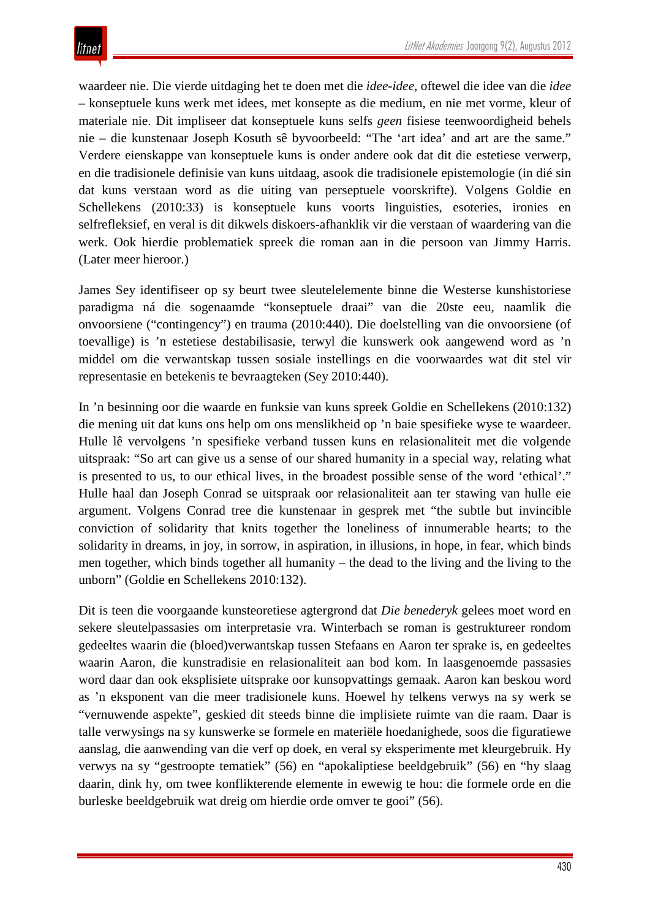waardeer nie. Die vierde uitdaging het te doen met die *idee-idee*, oftewel die idee van die *idee* – konseptuele kuns werk met idees, met konsepte as die medium, en nie met vorme, kleur of materiale nie. Dit impliseer dat konseptuele kuns selfs *geen* fisiese teenwoordigheid behels nie – die kunstenaar Joseph Kosuth sê byvoorbeeld: "The 'art idea' and art are the same." Verdere eienskappe van konseptuele kuns is onder andere ook dat dit die estetiese verwerp, en die tradisionele definisie van kuns uitdaag, asook die tradisionele epistemologie (in dié sin dat kuns verstaan word as die uiting van perseptuele voorskrifte). Volgens Goldie en Schellekens (2010:33) is konseptuele kuns voorts linguisties, esoteries, ironies en selfrefleksief, en veral is dit dikwels diskoers-afhanklik vir die verstaan of waardering van die werk. Ook hierdie problematiek spreek die roman aan in die persoon van Jimmy Harris. (Later meer hieroor.)

James Sey identifiseer op sy beurt twee sleutelelemente binne die Westerse kunshistoriese paradigma ná die sogenaamde "konseptuele draai" van die 20ste eeu, naamlik die onvoorsiene ("contingency") en trauma (2010:440). Die doelstelling van die onvoorsiene (of toevallige) is 'n estetiese destabilisasie, terwyl die kunswerk ook aangewend word as 'n middel om die verwantskap tussen sosiale instellings en die voorwaardes wat dit stel vir representasie en betekenis te bevraagteken (Sey 2010:440).

In 'n besinning oor die waarde en funksie van kuns spreek Goldie en Schellekens (2010:132) die mening uit dat kuns ons help om ons menslikheid op 'n baie spesifieke wyse te waardeer. Hulle lê vervolgens 'n spesifieke verband tussen kuns en relasionaliteit met die volgende uitspraak: "So art can give us a sense of our shared humanity in a special way, relating what is presented to us, to our ethical lives, in the broadest possible sense of the word 'ethical'." Hulle haal dan Joseph Conrad se uitspraak oor relasionaliteit aan ter stawing van hulle eie argument. Volgens Conrad tree die kunstenaar in gesprek met "the subtle but invincible conviction of solidarity that knits together the loneliness of innumerable hearts; to the solidarity in dreams, in joy, in sorrow, in aspiration, in illusions, in hope, in fear, which binds men together, which binds together all humanity – the dead to the living and the living to the unborn" (Goldie en Schellekens 2010:132).

Dit is teen die voorgaande kunsteoretiese agtergrond dat *Die benederyk* gelees moet word en sekere sleutelpassasies om interpretasie vra. Winterbach se roman is gestruktureer rondom gedeeltes waarin die (bloed)verwantskap tussen Stefaans en Aaron ter sprake is, en gedeeltes waarin Aaron, die kunstradisie en relasionaliteit aan bod kom. In laasgenoemde passasies word daar dan ook eksplisiete uitsprake oor kunsopvattings gemaak. Aaron kan beskou word as 'n eksponent van die meer tradisionele kuns. Hoewel hy telkens verwys na sy werk se "vernuwende aspekte", geskied dit steeds binne die implisiete ruimte van die raam. Daar is talle verwysings na sy kunswerke se formele en materiële hoedanighede, soos die figuratiewe aanslag, die aanwending van die verf op doek, en veral sy eksperimente met kleurgebruik. Hy verwys na sy "gestroopte tematiek" (56) en "apokaliptiese beeldgebruik" (56) en "hy slaag daarin, dink hy, om twee konflikterende elemente in ewewig te hou: die formele orde en die burleske beeldgebruik wat dreig om hierdie orde omver te gooi" (56).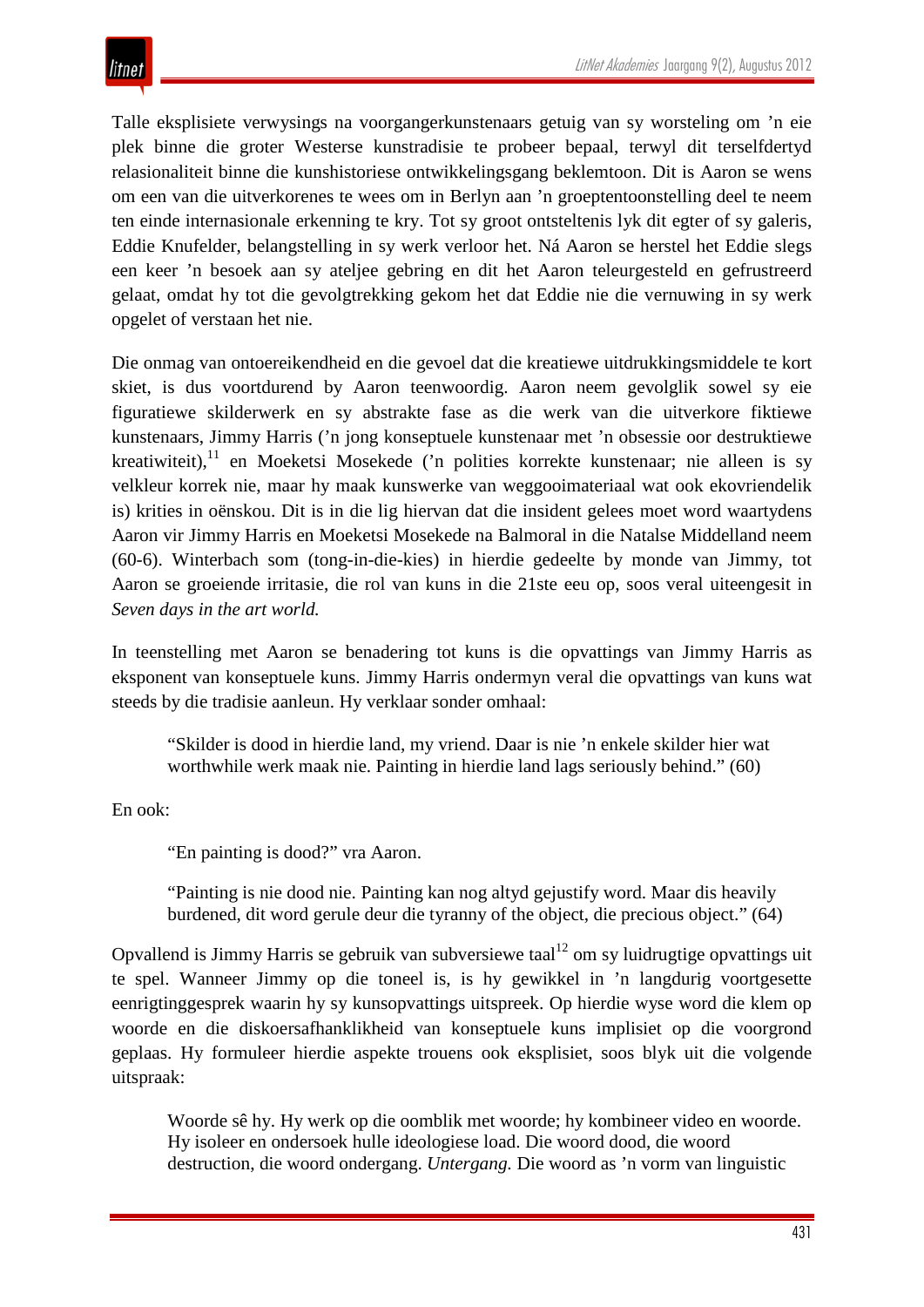Talle eksplisiete verwysings na voorgangerkunstenaars getuig van sy worsteling om ’n eie plek binne die groter Westerse kunstradisie te probeer bepaal, terwyl dit terselfdertyd relasionaliteit binne die kunshistoriese ontwikkelingsgang beklemtoon. Dit is Aaron se wens om een van die uitverkorenes te wees om in Berlyn aan ’n groeptentoonstelling deel te neem ten einde internasionale erkenning te kry. Tot sy groot ontsteltenis lyk dit egter of sy galeris, Eddie Knufelder, belangstelling in sy werk verloor het. Ná Aaron se herstel het Eddie slegs een keer ’n besoek aan sy ateljee gebring en dit het Aaron teleurgesteld en gefrustreerd gelaat, omdat hy tot die gevolgtrekking gekom het dat Eddie nie die vernuwing in sy werk opgelet of verstaan het nie.

Die onmag van ontoereikendheid en die gevoel dat die kreatiewe uitdrukkingsmiddele te kort skiet, is dus voortdurend by Aaron teenwoordig. Aaron neem gevolglik sowel sy eie figuratiewe skilderwerk en sy abstrakte fase as die werk van die uitverkore fiktiewe kunstenaars, Jimmy Harris (’n jong konseptuele kunstenaar met ’n obsessie oor destruktiewe kreatiwiteit),[11] en Moeketsi Mosekede (’n polities korrekte kunstenaar; nie alleen is sy velkleur korrek nie, maar hy maak kunswerke van weggooimateriaal wat ook ekovriendelik is) krities in oënskou. Dit is in die lig hiervan dat die insident gelees moet word waartydens Aaron vir Jimmy Harris en Moeketsi Mosekede na Balmoral in die Natalse Middelland neem (60-6). Winterbach som (tong-in-die-kies) in hierdie gedeelte by monde van Jimmy, tot Aaron se groeiende irritasie, die rol van kuns in die 21ste eeu op, soos veral uiteengesit in *Seven days in the art world.*

In teenstelling met Aaron se benadering tot kuns is die opvattings van Jimmy Harris as eksponent van konseptuele kuns. Jimmy Harris ondermyn veral die opvattings van kuns wat steeds by die tradisie aanleun. Hy verklaar sonder omhaal:

> “Skilder is dood in hierdie land, my vriend. Daar is nie ’n enkele skilder hier wat worthwhile werk maak nie. Painting in hierdie land lags seriously behind.” (60)

En ook:

> “En painting is dood?” vra Aaron.
>
> “Painting is nie dood nie. Painting kan nog altyd gejustify word. Maar dis heavily burdened, dit word gerule deur die tyranny of the object, die precious object.” (64)

Opvallend is Jimmy Harris se gebruik van subversiewe taal[12] om sy luidrugtige opvattings uit te spel. Wanneer Jimmy op die toneel is, is hy gewikkel in ’n langdurig voortgesette eenrigtinggesprek waarin hy sy kunsopvattings uitspreek. Op hierdie wyse word die klem op woorde en die diskoersafhanklikheid van konseptuele kuns implisiet op die voorgrond geplaas. Hy formuleer hierdie aspekte trouens ook eksplisiet, soos blyk uit die volgende uitspraak:

> Woorde sê hy. Hy werk op die oomblik met woorde; hy kombineer video en woorde. Hy isoleer en ondersoek hulle ideologiese load. Die woord dood, die woord destruction, die woord ondergang. *Untergang.* Die woord as ’n vorm van linguistic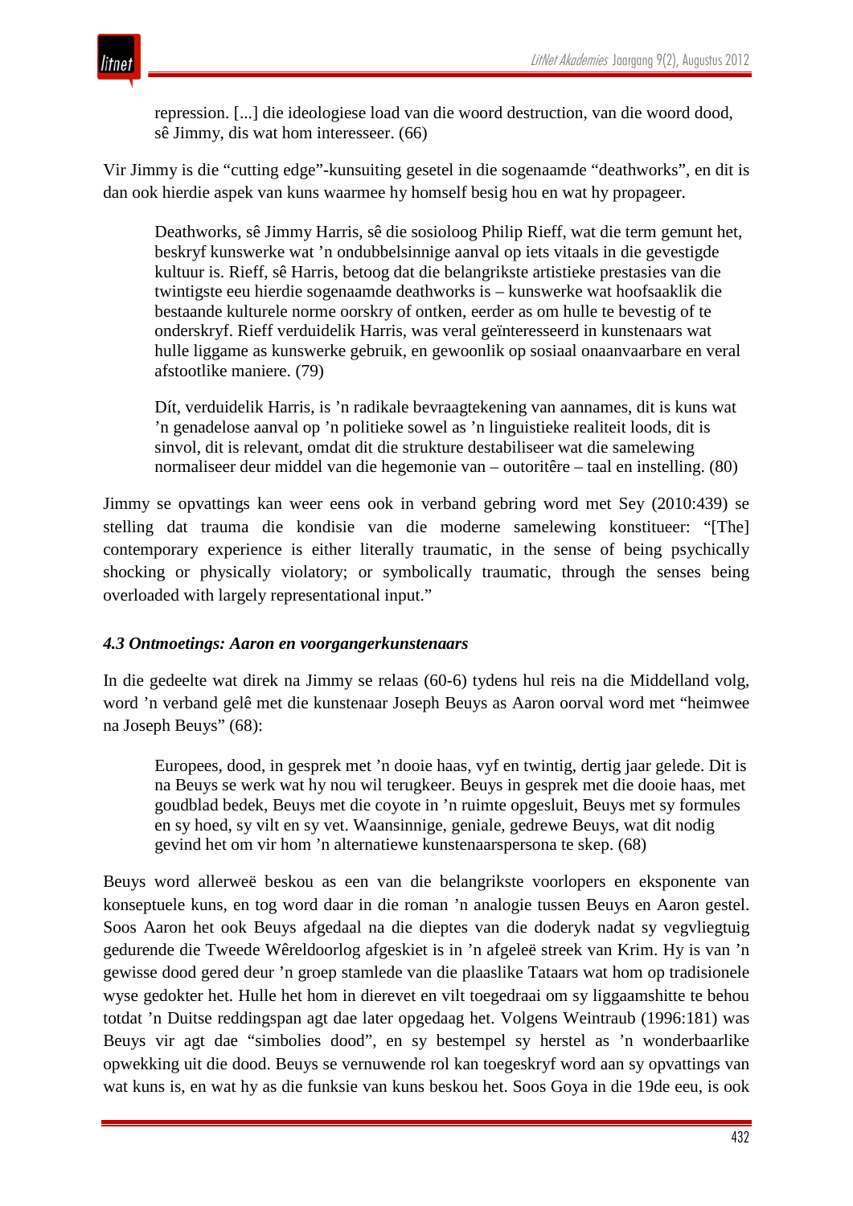> repression. [...] die ideologiese load van die woord destruction, van die woord dood, sê Jimmy, dis wat hom interesseer. (66)

Vir Jimmy is die "cutting edge"-kunsuiting gesetel in die sogenaamde "deathworks", en dit is dan ook hierdie aspek van kuns waarmee hy homself besig hou en wat hy propageer.

> Deathworks, sê Jimmy Harris, sê die sosioloog Philip Rieff, wat die term gemunt het, beskryf kunswerke wat 'n ondubbelsinnige aanval op iets vitaals in die gevestigde kultuur is. Rieff, sê Harris, betoog dat die belangrikste artistieke prestasies van die twintigste eeu hierdie sogenaamde deathworks is – kunswerke wat hoofsaaklik die bestaande kulturele norme oorskry of ontken, eerder as om hulle te bevestig of te onderskryf. Rieff verduidelik Harris, was veral geïnteresseerd in kunstenaars wat hulle liggame as kunswerke gebruik, en gewoonlik op sosiaal onaanvaarbare en veral afstootlike maniere. (79)

> Dít, verduidelik Harris, is 'n radikale bevraagtekening van aannames, dit is kuns wat 'n genadelose aanval op 'n politieke sowel as 'n linguistieke realiteit loods, dit is sinvol, dit is relevant, omdat dit die strukture destabiliseer wat die samelewing normaliseer deur middel van die hegemonie van – outoritêre – taal en instelling. (80)

Jimmy se opvattings kan weer eens ook in verband gebring word met Sey (2010:439) se stelling dat trauma die kondisie van die moderne samelewing konstitueer: "[The] contemporary experience is either literally traumatic, in the sense of being psychically shocking or physically violatory; or symbolically traumatic, through the senses being overloaded with largely representational input."

### *4.3 Ontmoetings: Aaron en voorgangerkunstenaars*

In die gedeelte wat direk na Jimmy se relaas (60-6) tydens hul reis na die Middelland volg, word 'n verband gelê met die kunstenaar Joseph Beuys as Aaron oorval word met "heimwee na Joseph Beuys" (68):

> Europees, dood, in gesprek met 'n dooie haas, vyf en twintig, dertig jaar gelede. Dit is na Beuys se werk wat hy nou wil terugkeer. Beuys in gesprek met die dooie haas, met goudblad bedek, Beuys met die coyote in 'n ruimte opgesluit, Beuys met sy formules en sy hoed, sy vilt en sy vet. Waansinnige, geniale, gedrewe Beuys, wat dit nodig gevind het om vir hom 'n alternatiewe kunstenaarspersona te skep. (68)

Beuys word allerweë beskou as een van die belangrikste voorlopers en eksponente van konseptuele kuns, en tog word daar in die roman 'n analogie tussen Beuys en Aaron gestel. Soos Aaron het ook Beuys afgedaal na die dieptes van die doderyk nadat sy vegvliegtuig gedurende die Tweede Wêreldoorlog afgeskiet is in 'n afgeleë streek van Krim. Hy is van 'n gewisse dood gered deur 'n groep stamlede van die plaaslike Tataars wat hom op tradisionele wyse gedokter het. Hulle het hom in dierevet en vilt toegedraai om sy liggaamshitte te behou totdat 'n Duitse reddingspan agt dae later opgedaag het. Volgens Weintraub (1996:181) was Beuys vir agt dae "simbolies dood", en sy bestempel sy herstel as 'n wonderbaarlike opwekking uit die dood. Beuys se vernuwende rol kan toegeskryf word aan sy opvattings van wat kuns is, en wat hy as die funksie van kuns beskou het. Soos Goya in die 19de eeu, is ook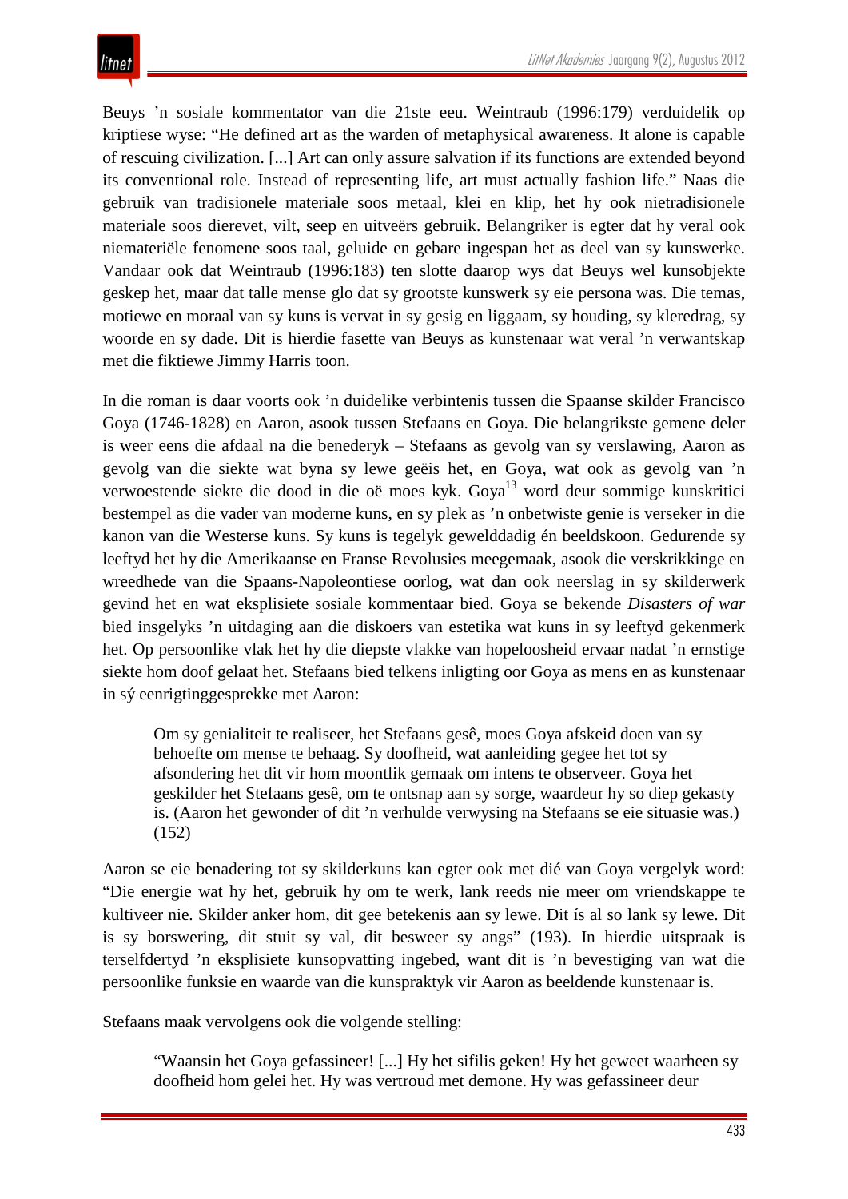Beuys ’n sosiale kommentator van die 21ste eeu. Weintraub (1996:179) verduidelik op kriptiese wyse: “He defined art as the warden of metaphysical awareness. It alone is capable of rescuing civilization. [...] Art can only assure salvation if its functions are extended beyond its conventional role. Instead of representing life, art must actually fashion life.” Naas die gebruik van tradisionele materiale soos metaal, klei en klip, het hy ook nietradisionele materiale soos dierevet, vilt, seep en uitveërs gebruik. Belangriker is egter dat hy veral ook niemateriële fenomene soos taal, geluide en gebare ingespan het as deel van sy kunswerke. Vandaar ook dat Weintraub (1996:183) ten slotte daarop wys dat Beuys wel kunsobjekte geskep het, maar dat talle mense glo dat sy grootste kunswerk sy eie persona was. Die temas, motiewe en moraal van sy kuns is vervat in sy gesig en liggaam, sy houding, sy kleredrag, sy woorde en sy dade. Dit is hierdie fasette van Beuys as kunstenaar wat veral ’n verwantskap met die fiktiewe Jimmy Harris toon.

In die roman is daar voorts ook ’n duidelike verbintenis tussen die Spaanse skilder Francisco Goya (1746-1828) en Aaron, asook tussen Stefaans en Goya. Die belangrikste gemene deler is weer eens die afdaal na die benederyk – Stefaans as gevolg van sy verslawing, Aaron as gevolg van die siekte wat byna sy lewe geëis het, en Goya, wat ook as gevolg van ’n verwoestende siekte die dood in die oë moes kyk. Goya[13] word deur sommige kunskritici bestempel as die vader van moderne kuns, en sy plek as ’n onbetwiste genie is verseker in die kanon van die Westerse kuns. Sy kuns is tegelyk gewelddadig én beeldskoon. Gedurende sy leeftyd het hy die Amerikaanse en Franse Revolusies meegemaak, asook die verskrikkinge en wreedhede van die Spaans-Napoleontiese oorlog, wat dan ook neerslag in sy skilderwerk gevind het en wat eksplisiete sosiale kommentaar bied. Goya se bekende *Disasters of war* bied insgelyks ’n uitdaging aan die diskoers van estetika wat kuns in sy leeftyd gekenmerk het. Op persoonlike vlak het hy die diepste vlakke van hopeloosheid ervaar nadat ’n ernstige siekte hom doof gelaat het. Stefaans bied telkens inligting oor Goya as mens en as kunstenaar in sý eenrigtinggesprekke met Aaron:

> Om sy genialiteit te realiseer, het Stefaans gesê, moes Goya afskeid doen van sy behoefte om mense te behaag. Sy doofheid, wat aanleiding gegee het tot sy afsondering het dit vir hom moontlik gemaak om intens te observeer. Goya het geskilder het Stefaans gesê, om te ontsnap aan sy sorge, waardeur hy so diep gekasty is. (Aaron het gewonder of dit ’n verhulde verwysing na Stefaans se eie situasie was.) (152)

Aaron se eie benadering tot sy skilderkuns kan egter ook met dié van Goya vergelyk word: “Die energie wat hy het, gebruik hy om te werk, lank reeds nie meer om vriendskappe te kultiveer nie. Skilder anker hom, dit gee betekenis aan sy lewe. Dit ís al so lank sy lewe. Dit is sy borswering, dit stuit sy val, dit besweer sy angs” (193). In hierdie uitspraak is terselfdertyd ’n eksplisiete kunsopvatting ingebed, want dit is ’n bevestiging van wat die persoonlike funksie en waarde van die kunspraktyk vir Aaron as beeldende kunstenaar is.

Stefaans maak vervolgens ook die volgende stelling:

> “Waansin het Goya gefassineer! [...] Hy het sifilis geken! Hy het geweet waarheen sy doofheid hom gelei het. Hy was vertroud met demone. Hy was gefassineer deur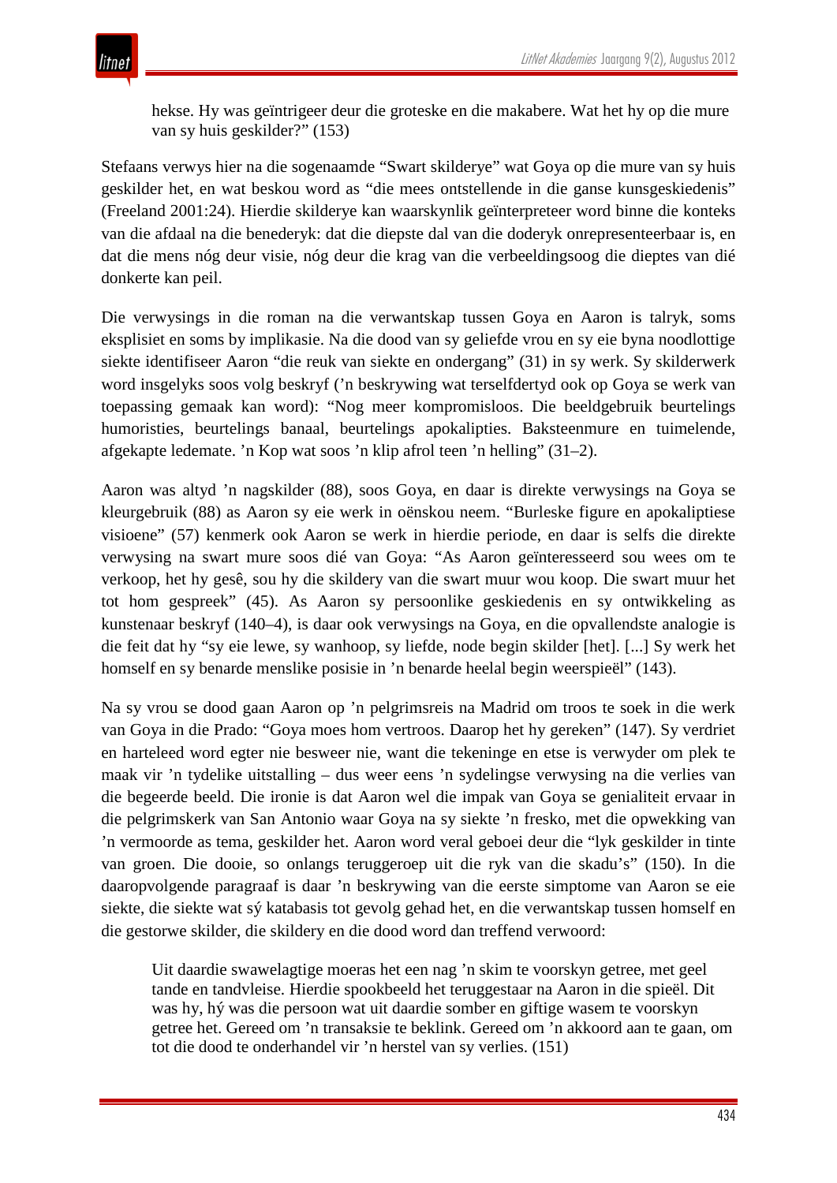> hekse. Hy was geïntrigeer deur die groteske en die makabere. Wat het hy op die mure van sy huis geskilder?" (153)

Stefaans verwys hier na die sogenaamde "Swart skilderye" wat Goya op die mure van sy huis geskilder het, en wat beskou word as "die mees ontstellende in die ganse kunsgeskiedenis" (Freeland 2001:24). Hierdie skilderye kan waarskynlik geïnterpreteer word binne die konteks van die afdaal na die benederyk: dat die diepste dal van die doderyk onrepresenteerbaar is, en dat die mens nóg deur visie, nóg deur die krag van die verbeeldingsoog die dieptes van dié donkerte kan peil.

Die verwysings in die roman na die verwantskap tussen Goya en Aaron is talryk, soms eksplisiet en soms by implikasie. Na die dood van sy geliefde vrou en sy eie byna noodlottige siekte identifiseer Aaron "die reuk van siekte en ondergang" (31) in sy werk. Sy skilderwerk word insgelyks soos volg beskryf ('n beskrywing wat terselfdertyd ook op Goya se werk van toepassing gemaak kan word): "Nog meer kompromisloos. Die beeldgebruik beurtelings humoristies, beurtelings banaal, beurtelings apokalipties. Baksteenmure en tuimelende, afgekapte ledemate. 'n Kop wat soos 'n klip afrol teen 'n helling" (31–2).

Aaron was altyd 'n nagskilder (88), soos Goya, en daar is direkte verwysings na Goya se kleurgebruik (88) as Aaron sy eie werk in oënskou neem. "Burleske figure en apokaliptiese visioene" (57) kenmerk ook Aaron se werk in hierdie periode, en daar is selfs die direkte verwysing na swart mure soos dié van Goya: "As Aaron geïnteresseerd sou wees om te verkoop, het hy gesê, sou hy die skildery van die swart muur wou koop. Die swart muur het tot hom gespreek" (45). As Aaron sy persoonlike geskiedenis en sy ontwikkeling as kunstenaar beskryf (140–4), is daar ook verwysings na Goya, en die opvallendste analogie is die feit dat hy "sy eie lewe, sy wanhoop, sy liefde, node begin skilder [het]. [...] Sy werk het homself en sy benarde menslike posisie in 'n benarde heelal begin weerspieël" (143).

Na sy vrou se dood gaan Aaron op 'n pelgrimsreis na Madrid om troos te soek in die werk van Goya in die Prado: "Goya moes hom vertroos. Daarop het hy gereken" (147). Sy verdriet en harteleed word egter nie besweer nie, want die tekeninge en etse is verwyder om plek te maak vir 'n tydelike uitstalling – dus weer eens 'n sydelingse verwysing na die verlies van die begeerde beeld. Die ironie is dat Aaron wel die impak van Goya se genialiteit ervaar in die pelgrimskerk van San Antonio waar Goya na sy siekte 'n fresko, met die opwekking van 'n vermoorde as tema, geskilder het. Aaron word veral geboei deur die "lyk geskilder in tinte van groen. Die dooie, so onlangs teruggeroep uit die ryk van die skadu's" (150). In die daaropvolgende paragraaf is daar 'n beskrywing van die eerste simptome van Aaron se eie siekte, die siekte wat sý katabasis tot gevolg gehad het, en die verwantskap tussen homself en die gestorwe skilder, die skildery en die dood word dan treffend verwoord:

> Uit daardie swawelagtige moeras het een nag 'n skim te voorskyn getree, met geel tande en tandvleise. Hierdie spookbeeld het teruggestaar na Aaron in die spieël. Dit was hy, hý was die persoon wat uit daardie somber en giftige wasem te voorskyn getree het. Gereed om 'n transaksie te beklink. Gereed om 'n akkoord aan te gaan, om tot die dood te onderhandel vir 'n herstel van sy verlies. (151)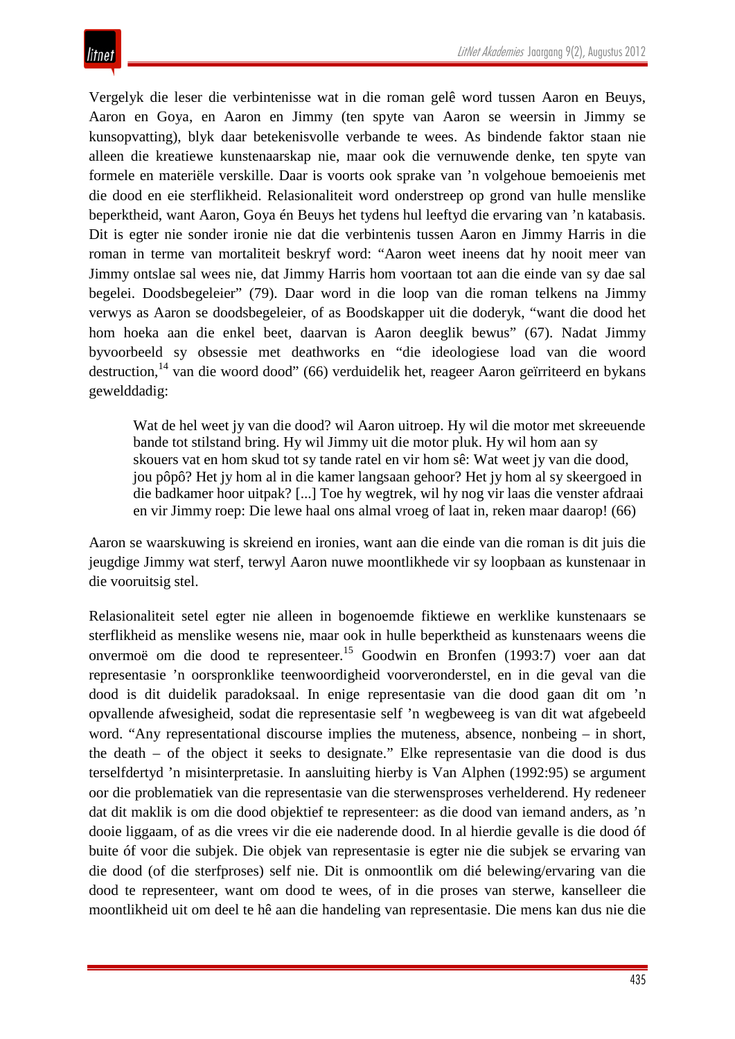Vergelyk die leser die verbintenisse wat in die roman gelê word tussen Aaron en Beuys, Aaron en Goya, en Aaron en Jimmy (ten spyte van Aaron se weersin in Jimmy se kunsopvatting), blyk daar betekenisvolle verbande te wees. As bindende faktor staan nie alleen die kreatiewe kunstenaarskap nie, maar ook die vernuwende denke, ten spyte van formele en materiële verskille. Daar is voorts ook sprake van 'n volgehoue bemoeienis met die dood en eie sterflikheid. Relasionaliteit word onderstreep op grond van hulle menslike beperktheid, want Aaron, Goya én Beuys het tydens hul leeftyd die ervaring van 'n katabasis. Dit is egter nie sonder ironie nie dat die verbintenis tussen Aaron en Jimmy Harris in die roman in terme van mortaliteit beskryf word: "Aaron weet ineens dat hy nooit meer van Jimmy ontslae sal wees nie, dat Jimmy Harris hom voortaan tot aan die einde van sy dae sal begelei. Doodsbegeleier" (79). Daar word in die loop van die roman telkens na Jimmy verwys as Aaron se doodsbegeleier, of as Boodskapper uit die doderyk, "want die dood het hom hoeka aan die enkel beet, daarvan is Aaron deeglik bewus" (67). Nadat Jimmy byvoorbeeld sy obsessie met deathworks en "die ideologiese load van die woord destruction,[14] van die woord dood" (66) verduidelik het, reageer Aaron geïrriteerd en bykans gewelddadig:

> Wat de hel weet jy van die dood? wil Aaron uitroep. Hy wil die motor met skreeuende bande tot stilstand bring. Hy wil Jimmy uit die motor pluk. Hy wil hom aan sy skouers vat en hom skud tot sy tande ratel en vir hom sê: Wat weet jy van die dood, jou pôpô? Het jy hom al in die kamer langsaan gehoor? Het jy hom al sy skeergoed in die badkamer hoor uitpak? [...] Toe hy wegtrek, wil hy nog vir laas die venster afdraai en vir Jimmy roep: Die lewe haal ons almal vroeg of laat in, reken maar daarop! (66)

Aaron se waarskuwing is skreiend en ironies, want aan die einde van die roman is dit juis die jeugdige Jimmy wat sterf, terwyl Aaron nuwe moontlikhede vir sy loopbaan as kunstenaar in die vooruitsig stel.

Relasionaliteit setel egter nie alleen in bogenoemde fiktiewe en werklike kunstenaars se sterflikheid as menslike wesens nie, maar ook in hulle beperktheid as kunstenaars weens die onvermoë om die dood te representeer.[15] Goodwin en Bronfen (1993:7) voer aan dat representasie 'n oorspronklike teenwoordigheid voorveronderstel, en in die geval van die dood is dit duidelik paradoksaal. In enige representasie van die dood gaan dit om 'n opvallende afwesigheid, sodat die representasie self 'n wegbeweeg is van dit wat afgebeeld word. "Any representational discourse implies the muteness, absence, nonbeing – in short, the death – of the object it seeks to designate." Elke representasie van die dood is dus terselfdertyd 'n misinterpretasie. In aansluiting hierby is Van Alphen (1992:95) se argument oor die problematiek van die representasie van die sterwensproses verhelderend. Hy redeneer dat dit maklik is om die dood objektief te representeer: as die dood van iemand anders, as 'n dooie liggaam, of as die vrees vir die eie naderende dood. In al hierdie gevalle is die dood óf buite óf voor die subjek. Die objek van representasie is egter nie die subjek se ervaring van die dood (of die sterfproses) self nie. Dit is onmoontlik om dié belewing/ervaring van die dood te representeer, want om dood te wees, of in die proses van sterwe, kanselleer die moontlikheid uit om deel te hê aan die handeling van representasie. Die mens kan dus nie die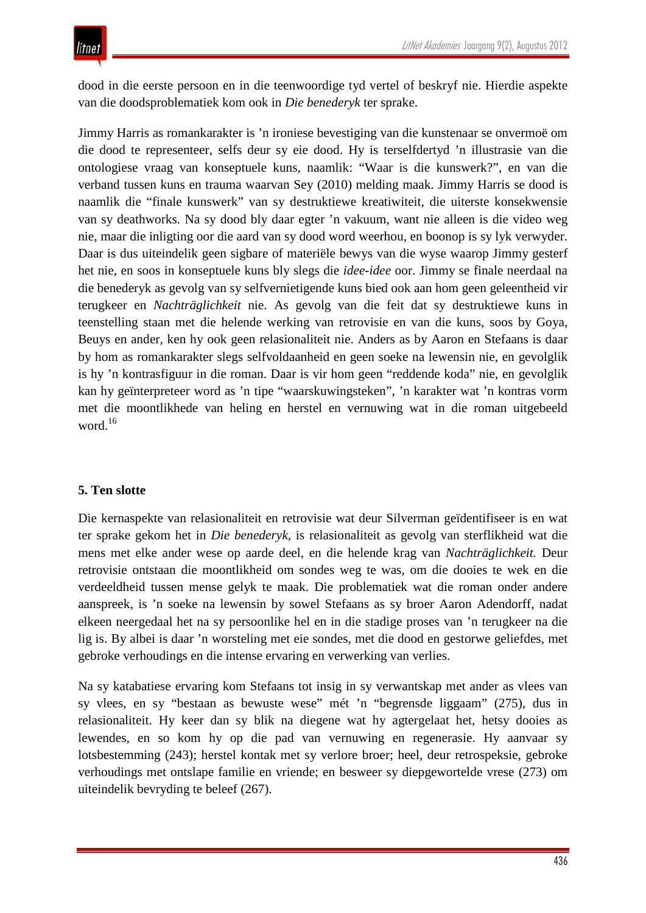dood in die eerste persoon en in die teenwoordige tyd vertel of beskryf nie. Hierdie aspekte van die doodsproblematiek kom ook in *Die benederyk* ter sprake.

Jimmy Harris as romankarakter is ’n ironiese bevestiging van die kunstenaar se onvermoë om die dood te representeer, selfs deur sy eie dood. Hy is terselfdertyd ’n illustrasie van die ontologiese vraag van konseptuele kuns, naamlik: “Waar is die kunswerk?”, en van die verband tussen kuns en trauma waarvan Sey (2010) melding maak. Jimmy Harris se dood is naamlik die “finale kunswerk” van sy destruktiewe kreatiwiteit, die uiterste konsekwensie van sy deathworks. Na sy dood bly daar egter ’n vakuum, want nie alleen is die video weg nie, maar die inligting oor die aard van sy dood word weerhou, en boonop is sy lyk verwyder. Daar is dus uiteindelik geen sigbare of materiële bewys van die wyse waarop Jimmy gesterf het nie, en soos in konseptuele kuns bly slegs die *idee-idee* oor. Jimmy se finale neerdaal na die benederyk as gevolg van sy selfvernietigende kuns bied ook aan hom geen geleentheid vir terugkeer en *Nachträglichkeit* nie. As gevolg van die feit dat sy destruktiewe kuns in teenstelling staan met die helende werking van retrovisie en van die kuns, soos by Goya, Beuys en ander, ken hy ook geen relasionaliteit nie. Anders as by Aaron en Stefaans is daar by hom as romankarakter slegs selfvoldaanheid en geen soeke na lewensin nie, en gevolglik is hy ’n kontrasfiguur in die roman. Daar is vir hom geen “reddende koda” nie, en gevolglik kan hy geïnterpreteer word as ’n tipe “waarskuwingsteken”, ’n karakter wat ’n kontras vorm met die moontlikhede van heling en herstel en vernuwing wat in die roman uitgebeeld word.[16]

## 5. Ten slotte

Die kernaspekte van relasionaliteit en retrovisie wat deur Silverman geïdentifiseer is en wat ter sprake gekom het in *Die benederyk,* is relasionaliteit as gevolg van sterflikheid wat die mens met elke ander wese op aarde deel, en die helende krag van *Nachträglichkeit.* Deur retrovisie ontstaan die moontlikheid om sondes weg te was, om die dooies te wek en die verdeeldheid tussen mense gelyk te maak. Die problematiek wat die roman onder andere aanspreek, is ’n soeke na lewensin by sowel Stefaans as sy broer Aaron Adendorff, nadat elkeen neergedaal het na sy persoonlike hel en in die stadige proses van ’n terugkeer na die lig is. By albei is daar ’n worsteling met eie sondes, met die dood en gestorwe geliefdes, met gebroke verhoudings en die intense ervaring en verwerking van verlies.

Na sy katabatiese ervaring kom Stefaans tot insig in sy verwantskap met ander as vlees van sy vlees, en sy “bestaan as bewuste wese” mét ’n “begrensde liggaam” (275), dus in relasionaliteit. Hy keer dan sy blik na diegene wat hy agtergelaat het, hetsy dooies as lewendes, en so kom hy op die pad van vernuwing en regenerasie. Hy aanvaar sy lotsbestemming (243); herstel kontak met sy verlore broer; heel, deur retrospeksie, gebroke verhoudings met ontslape familie en vriende; en besweer sy diepgewortelde vrese (273) om uiteindelik bevryding te beleef (267).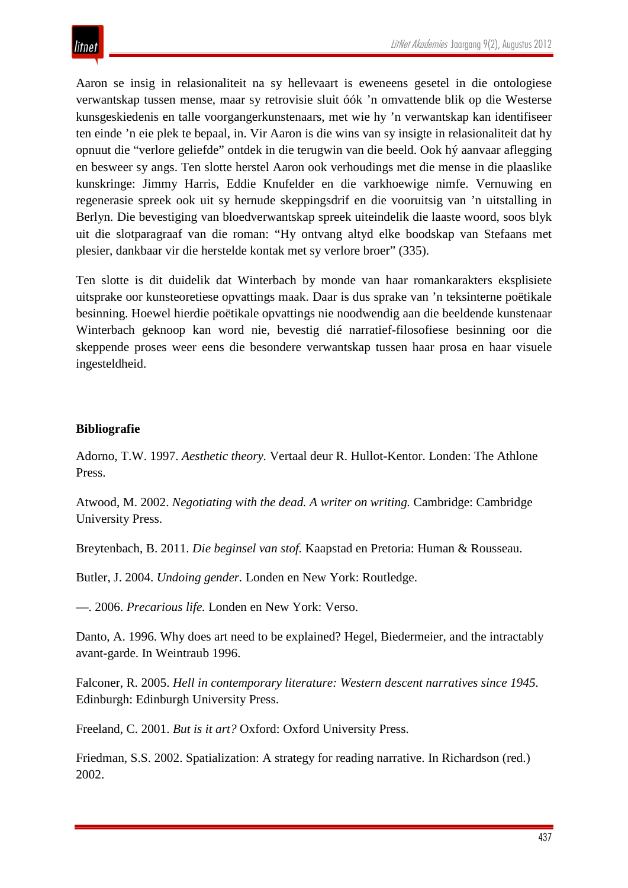Aaron se insig in relasionaliteit na sy hellevaart is eweneens gesetel in die ontologiese verwantskap tussen mense, maar sy retrovisie sluit óók ’n omvattende blik op die Westerse kunsgeskiedenis en talle voorgangerkunstenaars, met wie hy ’n verwantskap kan identifiseer ten einde ’n eie plek te bepaal, in. Vir Aaron is die wins van sy insigte in relasionaliteit dat hy opnuut die “verlore geliefde” ontdek in die terugwin van die beeld. Ook hý aanvaar aflegging en besweer sy angs. Ten slotte herstel Aaron ook verhoudings met die mense in die plaaslike kunskringe: Jimmy Harris, Eddie Knufelder en die varkhoewige nimfe. Vernuwing en regenerasie spreek ook uit sy hernude skeppingsdrif en die vooruitsig van ’n uitstalling in Berlyn. Die bevestiging van bloedverwantskap spreek uiteindelik die laaste woord, soos blyk uit die slotparagraaf van die roman: “Hy ontvang altyd elke boodskap van Stefaans met plesier, dankbaar vir die herstelde kontak met sy verlore broer” (335).

Ten slotte is dit duidelik dat Winterbach by monde van haar romankarakters eksplisiete uitsprake oor kunsteoretiese opvattings maak. Daar is dus sprake van ’n teksinterne poëtikale besinning. Hoewel hierdie poëtikale opvattings nie noodwendig aan die beeldende kunstenaar Winterbach geknoop kan word nie, bevestig dié narratief-filosofiese besinning oor die skeppende proses weer eens die besondere verwantskap tussen haar prosa en haar visuele ingesteldheid.

## Bibliografie

Adorno, T.W. 1997. *Aesthetic theory.* Vertaal deur R. Hullot-Kentor. Londen: The Athlone Press.

Atwood, M. 2002. *Negotiating with the dead. A writer on writing.* Cambridge: Cambridge University Press.

Breytenbach, B. 2011. *Die beginsel van stof.* Kaapstad en Pretoria: Human & Rousseau.

Butler, J. 2004. *Undoing gender.* Londen en New York: Routledge.

—. 2006. *Precarious life.* Londen en New York: Verso.

Danto, A. 1996. Why does art need to be explained? Hegel, Biedermeier, and the intractably avant-garde. In Weintraub 1996.

Falconer, R. 2005. *Hell in contemporary literature: Western descent narratives since 1945.* Edinburgh: Edinburgh University Press.

Freeland, C. 2001. *But is it art?* Oxford: Oxford University Press.

Friedman, S.S. 2002. Spatialization: A strategy for reading narrative. In Richardson (red.) 2002.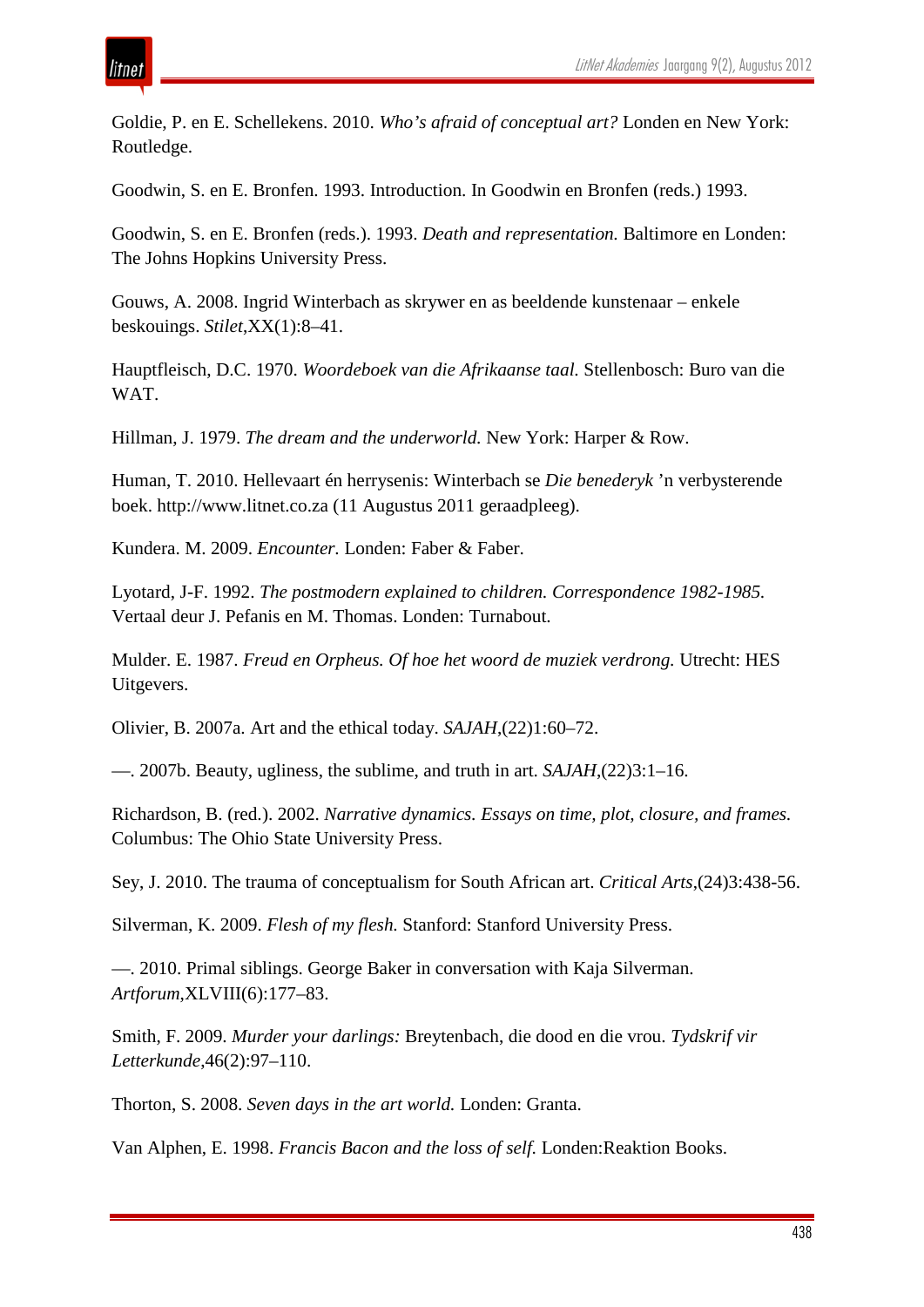Goldie, P. en E. Schellekens. 2010. *Who's afraid of conceptual art?* Londen en New York: Routledge.

Goodwin, S. en E. Bronfen. 1993. Introduction. In Goodwin en Bronfen (reds.) 1993.

Goodwin, S. en E. Bronfen (reds.). 1993. *Death and representation.* Baltimore en Londen: The Johns Hopkins University Press.

Gouws, A. 2008. Ingrid Winterbach as skrywer en as beeldende kunstenaar – enkele beskouings. *Stilet*,XX(1):8–41.

Hauptfleisch, D.C. 1970. *Woordeboek van die Afrikaanse taal.* Stellenbosch: Buro van die WAT.

Hillman, J. 1979. *The dream and the underworld.* New York: Harper & Row.

Human, T. 2010. Hellevaart én herrysenis: Winterbach se *Die benederyk* 'n verbysterende boek. http://www.litnet.co.za (11 Augustus 2011 geraadpleeg).

Kundera. M. 2009. *Encounter.* Londen: Faber & Faber.

Lyotard, J-F. 1992. *The postmodern explained to children. Correspondence 1982-1985.* Vertaal deur J. Pefanis en M. Thomas. Londen: Turnabout.

Mulder. E. 1987. *Freud en Orpheus. Of hoe het woord de muziek verdrong.* Utrecht: HES Uitgevers.

Olivier, B. 2007a. Art and the ethical today. *SAJAH*,(22)1:60–72.

—. 2007b. Beauty, ugliness, the sublime, and truth in art. *SAJAH*,(22)3:1–16.

Richardson, B. (red.). 2002. *Narrative dynamics. Essays on time, plot, closure, and frames.* Columbus: The Ohio State University Press.

Sey, J. 2010. The trauma of conceptualism for South African art. *Critical Arts*,(24)3:438-56.

Silverman, K. 2009. *Flesh of my flesh.* Stanford: Stanford University Press.

—. 2010. Primal siblings. George Baker in conversation with Kaja Silverman. *Artforum*,XLVIII(6):177–83.

Smith, F. 2009. *Murder your darlings:* Breytenbach, die dood en die vrou. *Tydskrif vir Letterkunde*,46(2):97–110.

Thorton, S. 2008. *Seven days in the art world.* Londen: Granta.

Van Alphen, E. 1998. *Francis Bacon and the loss of self.* Londen:Reaktion Books.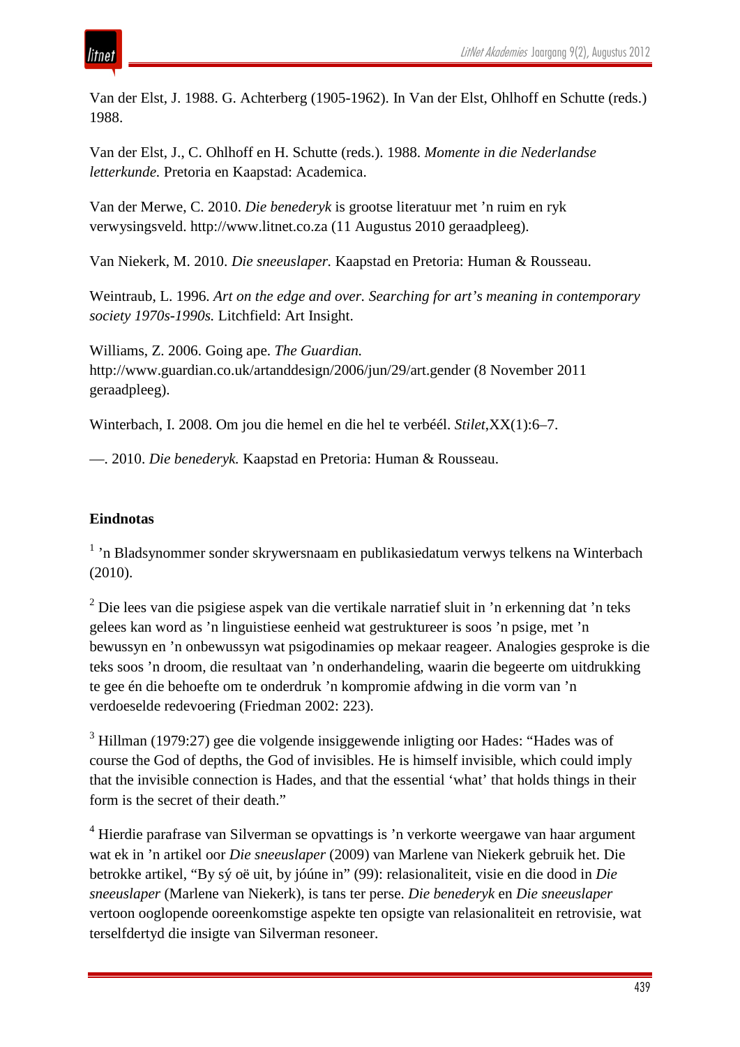Van der Elst, J. 1988. G. Achterberg (1905-1962). In Van der Elst, Ohlhoff en Schutte (reds.) 1988.

Van der Elst, J., C. Ohlhoff en H. Schutte (reds.). 1988. *Momente in die Nederlandse letterkunde.* Pretoria en Kaapstad: Academica.

Van der Merwe, C. 2010. *Die benederyk* is grootse literatuur met ’n ruim en ryk verwysingsveld. http://www.litnet.co.za (11 Augustus 2010 geraadpleeg).

Van Niekerk, M. 2010. *Die sneeuslaper.* Kaapstad en Pretoria: Human & Rousseau.

Weintraub, L. 1996. *Art on the edge and over. Searching for art’s meaning in contemporary society 1970s-1990s.* Litchfield: Art Insight.

Williams, Z. 2006. Going ape. *The Guardian.* http://www.guardian.co.uk/artanddesign/2006/jun/29/art.gender (8 November 2011 geraadpleeg).

Winterbach, I. 2008. Om jou die hemel en die hel te verbéél. *Stilet*,XX(1):6–7.

—. 2010. *Die benederyk.* Kaapstad en Pretoria: Human & Rousseau.

## Eindnotas

[1] ’n Bladsynommer sonder skrywersnaam en publikasiedatum verwys telkens na Winterbach (2010).

[2] Die lees van die psigiese aspek van die vertikale narratief sluit in ’n erkenning dat ’n teks gelees kan word as ’n linguistiese eenheid wat gestruktureer is soos ’n psige, met ’n bewussyn en ’n onbewussyn wat psigodinamies op mekaar reageer. Analogies gesproke is die teks soos ’n droom, die resultaat van ’n onderhandeling, waarin die begeerte om uitdrukking te gee én die behoefte om te onderdruk ’n kompromie afdwing in die vorm van ’n verdoeselde redevoering (Friedman 2002: 223).

[3] Hillman (1979:27) gee die volgende insiggewende inligting oor Hades: “Hades was of course the God of depths, the God of invisibles. He is himself invisible, which could imply that the invisible connection is Hades, and that the essential ‘what’ that holds things in their form is the secret of their death.”

[4] Hierdie parafrase van Silverman se opvattings is ’n verkorte weergawe van haar argument wat ek in ’n artikel oor *Die sneeuslaper* (2009) van Marlene van Niekerk gebruik het. Die betrokke artikel, “By sý oë uit, by jóúne in” (99): relasionaliteit, visie en die dood in *Die sneeuslaper* (Marlene van Niekerk), is tans ter perse. *Die benederyk* en *Die sneeuslaper* vertoon ooglopende ooreenkomstige aspekte ten opsigte van relasionaliteit en retrovisie, wat terselfdertyd die insigte van Silverman resoneer.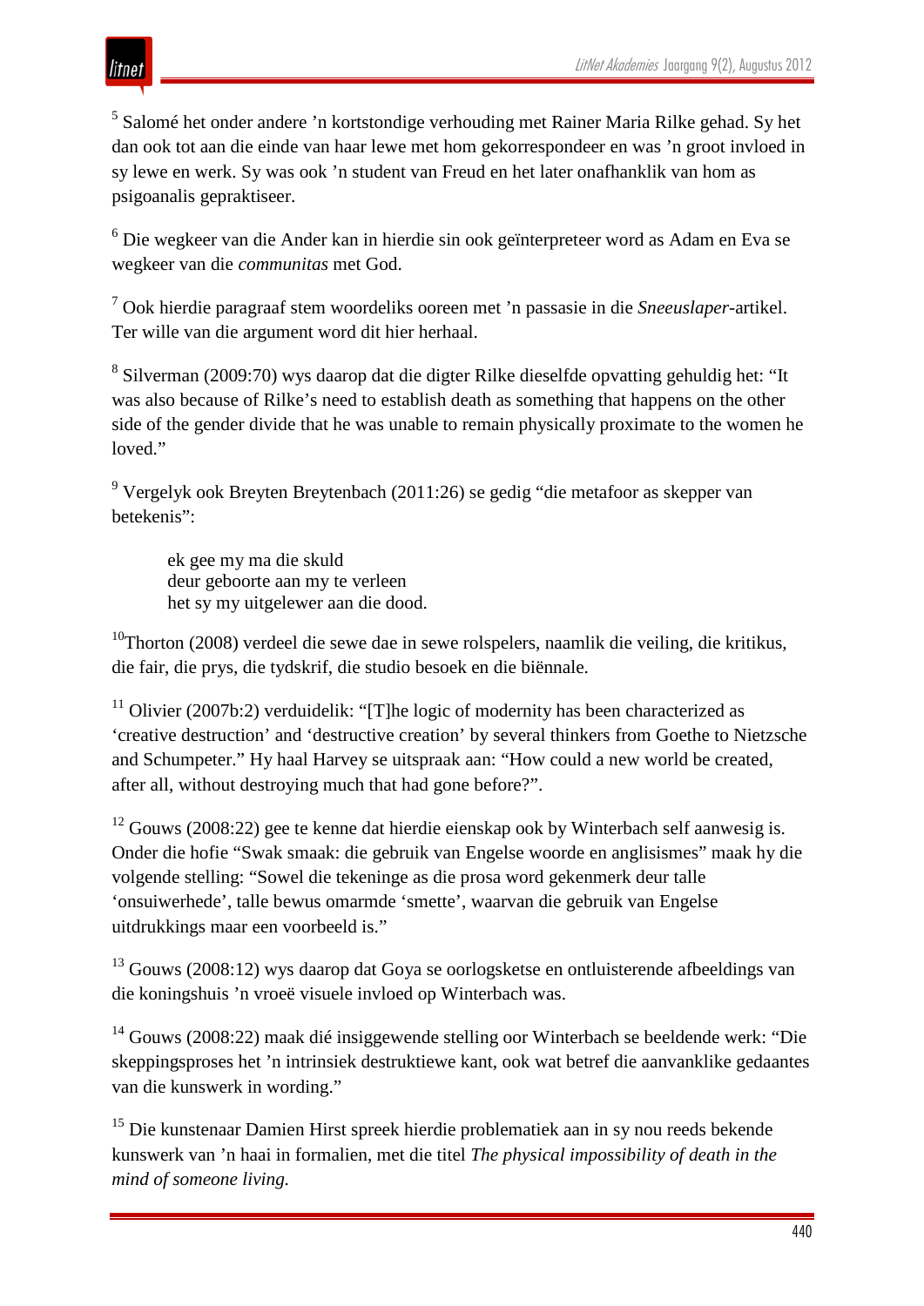[5] Salomé het onder andere ’n kortstondige verhouding met Rainer Maria Rilke gehad. Sy het dan ook tot aan die einde van haar lewe met hom gekorrespondeer en was ’n groot invloed in sy lewe en werk. Sy was ook ’n student van Freud en het later onafhanklik van hom as psigoanalis gepraktiseer.

[6] Die wegkeer van die Ander kan in hierdie sin ook geïnterpreteer word as Adam en Eva se wegkeer van die *communitas* met God.

[7] Ook hierdie paragraaf stem woordeliks ooreen met ’n passasie in die *Sneeuslaper*-artikel. Ter wille van die argument word dit hier herhaal.

[8] Silverman (2009:70) wys daarop dat die digter Rilke dieselfde opvatting gehuldig het: “It was also because of Rilke’s need to establish death as something that happens on the other side of the gender divide that he was unable to remain physically proximate to the women he loved.”

[9] Vergelyk ook Breyten Breytenbach (2011:26) se gedig “die metafoor as skepper van betekenis”:

> ek gee my ma die skuld
> deur geboorte aan my te verleen
> het sy my uitgelewer aan die dood.

[10]Thorton (2008) verdeel die sewe dae in sewe rolspelers, naamlik die veiling, die kritikus, die fair, die prys, die tydskrif, die studio besoek en die biënnale.

[11] Olivier (2007b:2) verduidelik: “[T]he logic of modernity has been characterized as ‘creative destruction’ and ‘destructive creation’ by several thinkers from Goethe to Nietzsche and Schumpeter.” Hy haal Harvey se uitspraak aan: “How could a new world be created, after all, without destroying much that had gone before?”.

[12] Gouws (2008:22) gee te kenne dat hierdie eienskap ook by Winterbach self aanwesig is. Onder die hofie “Swak smaak: die gebruik van Engelse woorde en anglisismes” maak hy die volgende stelling: “Sowel die tekeninge as die prosa word gekenmerk deur talle ‘onsuiwerhede’, talle bewus omarmde ‘smette’, waarvan die gebruik van Engelse uitdrukkings maar een voorbeeld is.”

[13] Gouws (2008:12) wys daarop dat Goya se oorlogsketse en ontluisterende afbeeldings van die koningshuis ’n vroeë visuele invloed op Winterbach was.

[14] Gouws (2008:22) maak dié insiggewende stelling oor Winterbach se beeldende werk: “Die skeppingsproses het ’n intrinsiek destruktiewe kant, ook wat betref die aanvanklike gedaantes van die kunswerk in wording.”

[15] Die kunstenaar Damien Hirst spreek hierdie problematiek aan in sy nou reeds bekende kunswerk van ’n haai in formalien, met die titel *The physical impossibility of death in the mind of someone living.*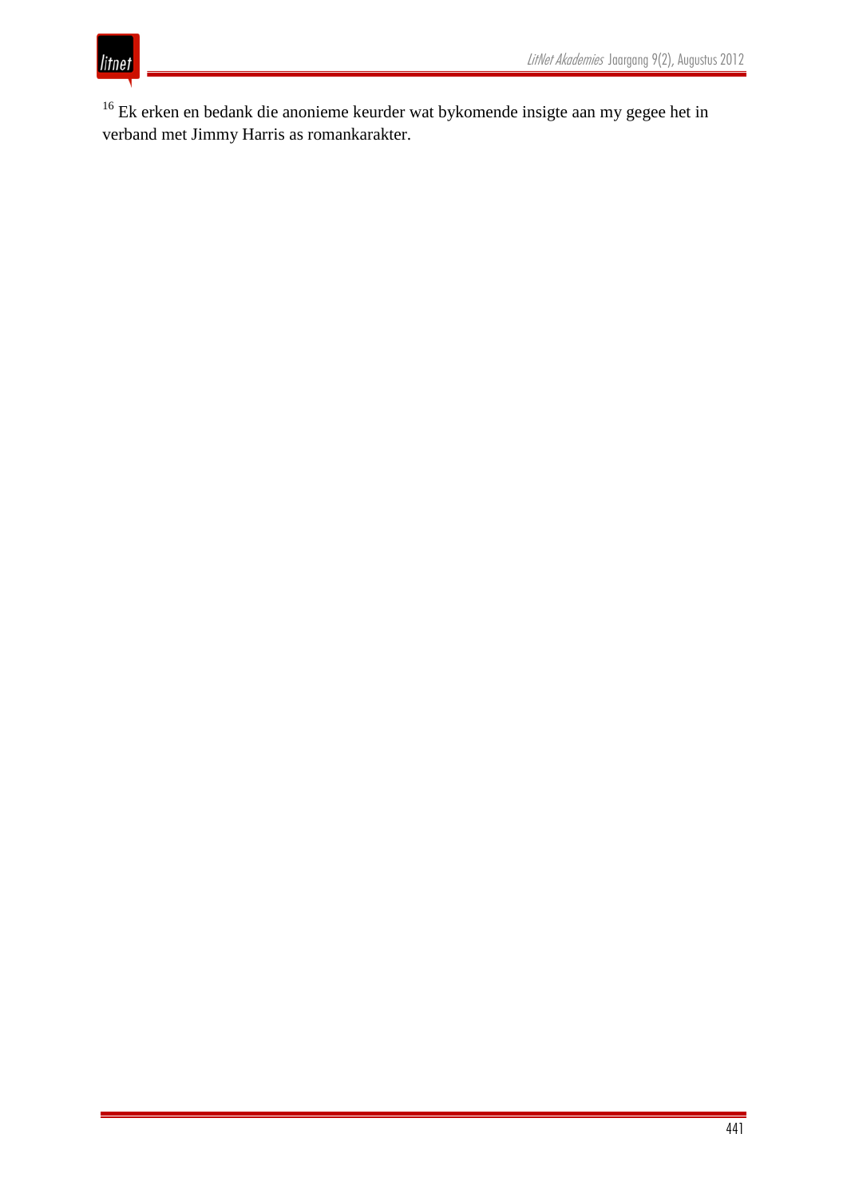[16] Ek erken en bedank die anonieme keurder wat bykomende insigte aan my gegee het in verband met Jimmy Harris as romankarakter.